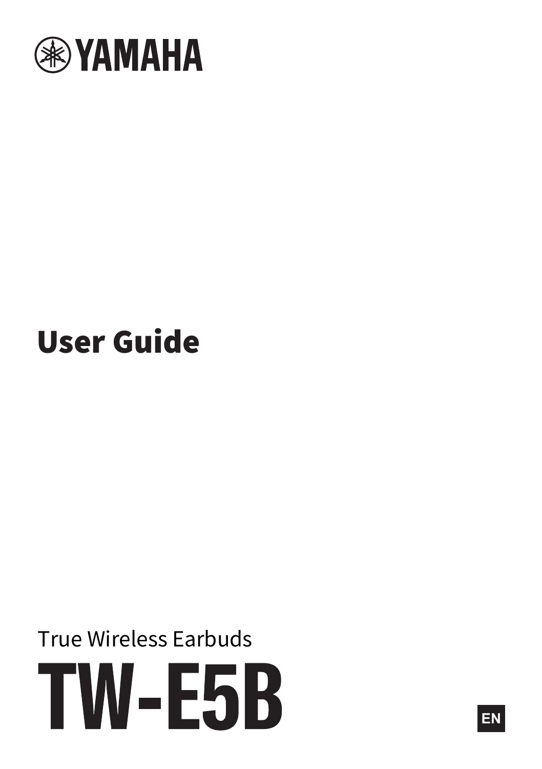YAMAHA

# User Guide

True Wireless Earbuds

# TW-E5B

EN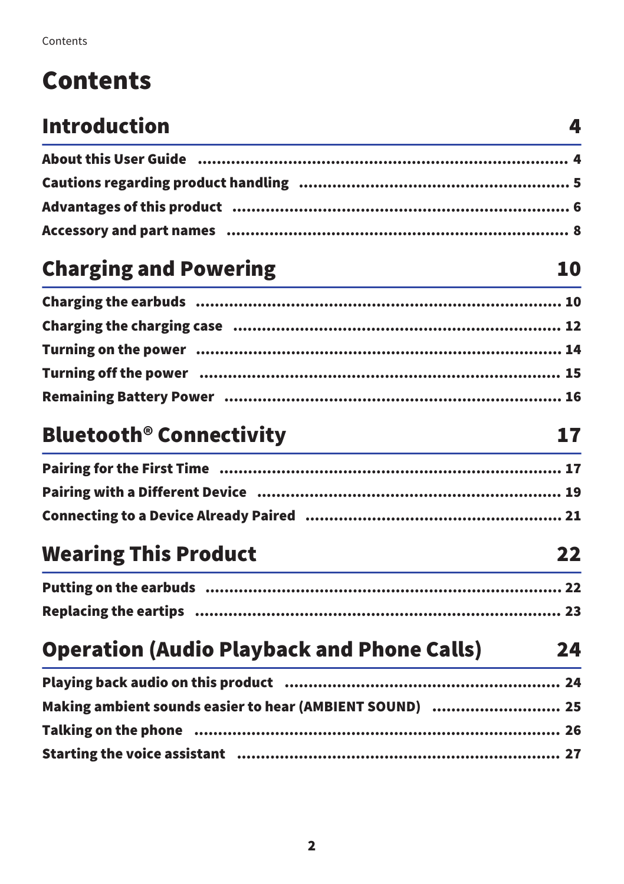# Contents

## Introduction 4

**About this User Guide** .................... 4
**Cautions regarding product handling** .................... 5
**Advantages of this product** .................... 6
**Accessory and part names** .................... 8

## Charging and Powering 10

**Charging the earbuds** .................... 10
**Charging the charging case** .................... 12
**Turning on the power** .................... 14
**Turning off the power** .................... 15
**Remaining Battery Power** .................... 16

## Bluetooth® Connectivity 17

**Pairing for the First Time** .................... 17
**Pairing with a Different Device** .................... 19
**Connecting to a Device Already Paired** .................... 21

## Wearing This Product 22

**Putting on the earbuds** .................... 22
**Replacing the eartips** .................... 23

## Operation (Audio Playback and Phone Calls) 24

**Playing back audio on this product** .................... 24
**Making ambient sounds easier to hear (AMBIENT SOUND)** .................... 25
**Talking on the phone** .................... 26
**Starting the voice assistant** .................... 27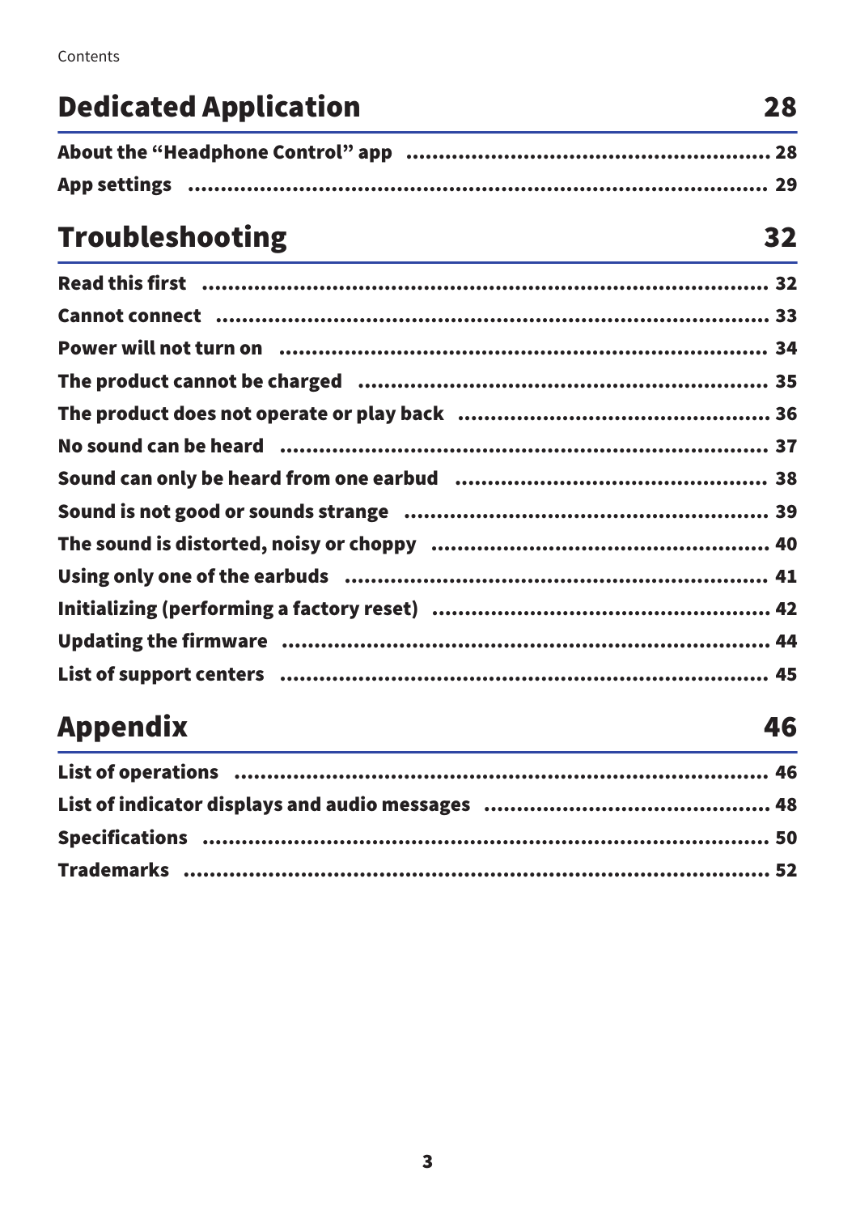## Dedicated Application 28

**About the "Headphone Control" app** ........................................................ 28

**App settings** ........................................................................................ 29

## Troubleshooting 32

**Read this first** ........................................................................................ 32

**Cannot connect** ........................................................................................ 33

**Power will not turn on** ............................................................................ 34

**The product cannot be charged** ............................................................... 35

**The product does not operate or play back** ............................................. 36

**No sound can be heard** ............................................................................ 37

**Sound can only be heard from one earbud** ................................................ 38

**Sound is not good or sounds strange** ...................................................... 39

**The sound is distorted, noisy or choppy** ................................................. 40

**Using only one of the earbuds** ............................................................... 41

**Initializing (performing a factory reset)** ................................................... 42

**Updating the firmware** ............................................................................ 44

**List of support centers** ............................................................................ 45

## Appendix 46

**List of operations** .................................................................................... 46

**List of indicator displays and audio messages** ......................................... 48

**Specifications** ........................................................................................... 50

**Trademarks** .............................................................................................. 52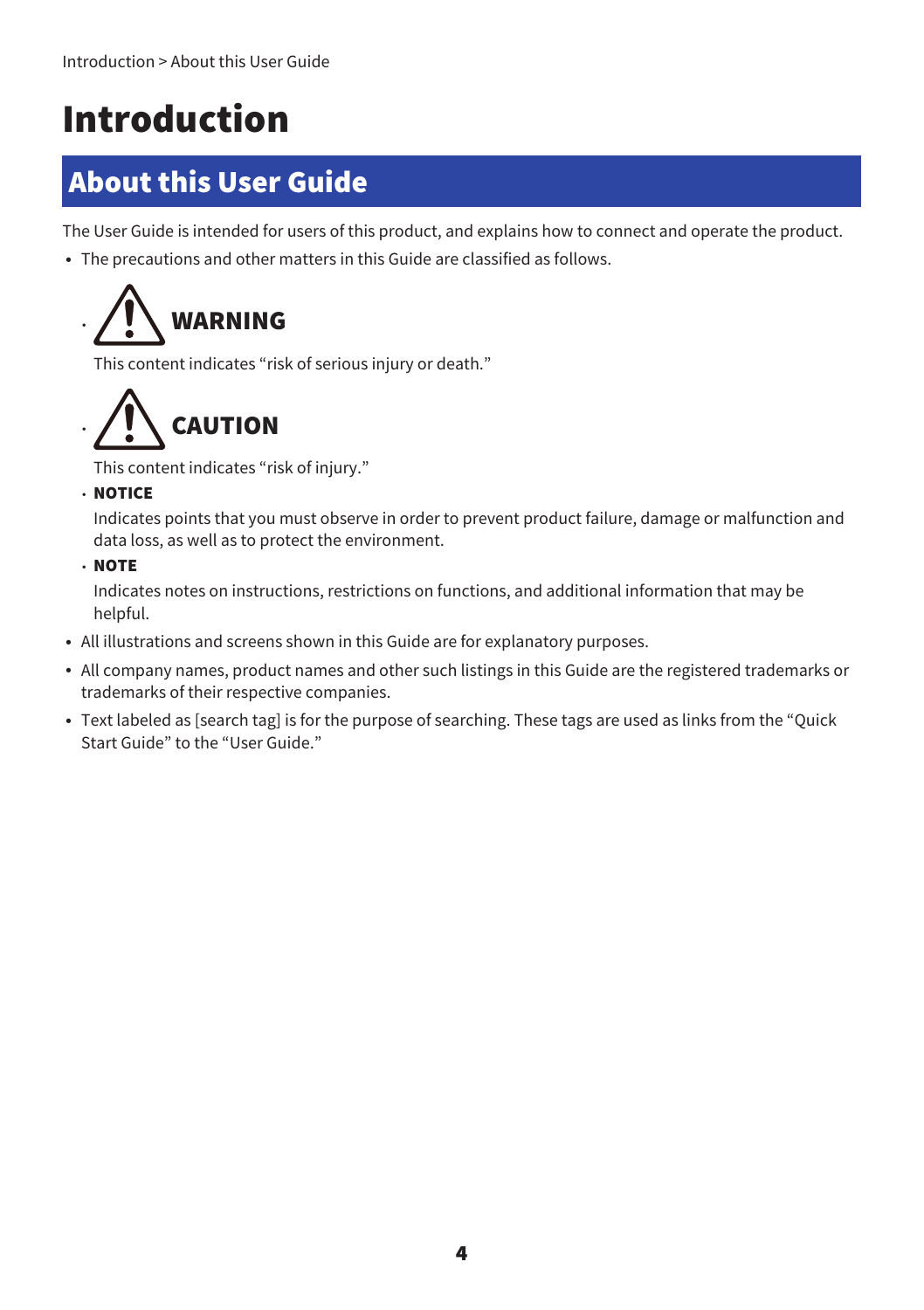# Introduction

## About this User Guide

The User Guide is intended for users of this product, and explains how to connect and operate the product.

- The precautions and other matters in this Guide are classified as follows.
    - **WARNING**

      This content indicates “risk of serious injury or death.”
    - **CAUTION**

      This content indicates “risk of injury.”
    - **NOTICE**

      Indicates points that you must observe in order to prevent product failure, damage or malfunction and data loss, as well as to protect the environment.
    - **NOTE**

      Indicates notes on instructions, restrictions on functions, and additional information that may be helpful.
- All illustrations and screens shown in this Guide are for explanatory purposes.
- All company names, product names and other such listings in this Guide are the registered trademarks or trademarks of their respective companies.
- Text labeled as [search tag] is for the purpose of searching. These tags are used as links from the “Quick Start Guide” to the “User Guide.”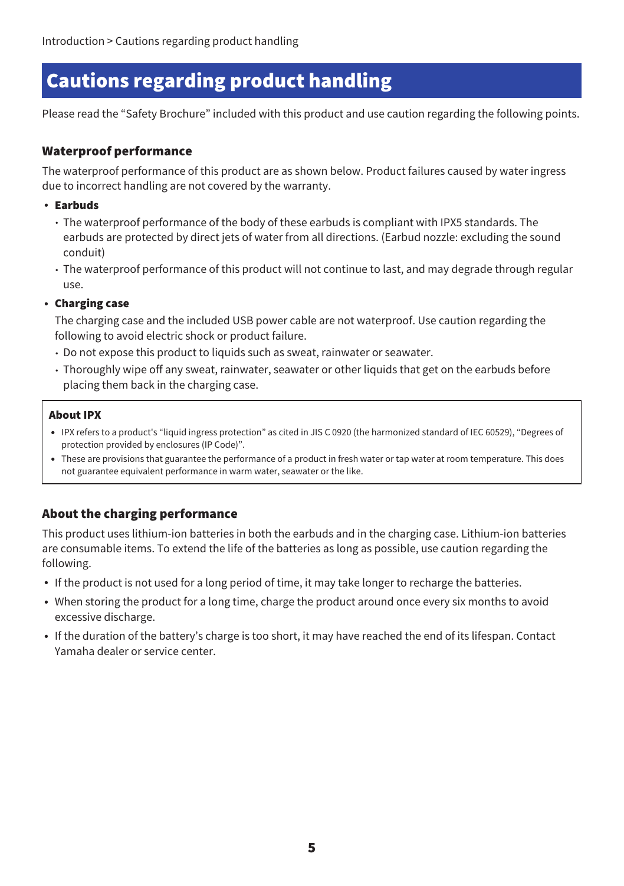# Cautions regarding product handling

Please read the "Safety Brochure" included with this product and use caution regarding the following points.

## Waterproof performance

The waterproof performance of this product are as shown below. Product failures caused by water ingress due to incorrect handling are not covered by the warranty.

- **Earbuds**
  - The waterproof performance of the body of these earbuds is compliant with IPX5 standards. The earbuds are protected by direct jets of water from all directions. (Earbud nozzle: excluding the sound conduit)
  - The waterproof performance of this product will not continue to last, and may degrade through regular use.
- **Charging case**

  The charging case and the included USB power cable are not waterproof. Use caution regarding the following to avoid electric shock or product failure.
  - Do not expose this product to liquids such as sweat, rainwater or seawater.
  - Thoroughly wipe off any sweat, rainwater, seawater or other liquids that get on the earbuds before placing them back in the charging case.

**About IPX**

- IPX refers to a product's "liquid ingress protection" as cited in JIS C 0920 (the harmonized standard of IEC 60529), "Degrees of protection provided by enclosures (IP Code)".
- These are provisions that guarantee the performance of a product in fresh water or tap water at room temperature. This does not guarantee equivalent performance in warm water, seawater or the like.

## About the charging performance

This product uses lithium-ion batteries in both the earbuds and in the charging case. Lithium-ion batteries are consumable items. To extend the life of the batteries as long as possible, use caution regarding the following.

- If the product is not used for a long period of time, it may take longer to recharge the batteries.
- When storing the product for a long time, charge the product around once every six months to avoid excessive discharge.
- If the duration of the battery's charge is too short, it may have reached the end of its lifespan. Contact Yamaha dealer or service center.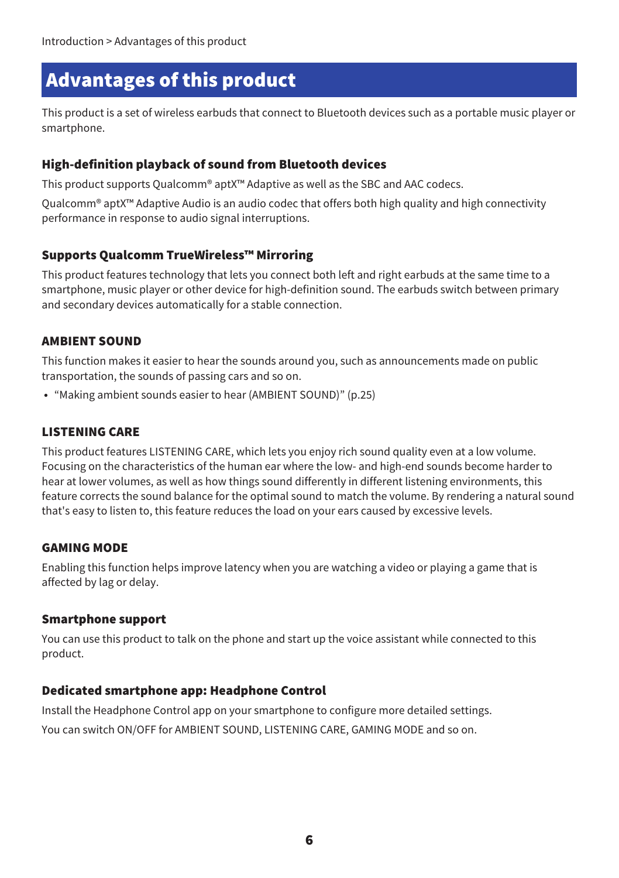# Advantages of this product

This product is a set of wireless earbuds that connect to Bluetooth devices such as a portable music player or smartphone.

## High-definition playback of sound from Bluetooth devices

This product supports Qualcomm® aptX™ Adaptive as well as the SBC and AAC codecs.

Qualcomm® aptX™ Adaptive Audio is an audio codec that offers both high quality and high connectivity performance in response to audio signal interruptions.

## Supports Qualcomm TrueWireless™ Mirroring

This product features technology that lets you connect both left and right earbuds at the same time to a smartphone, music player or other device for high-definition sound. The earbuds switch between primary and secondary devices automatically for a stable connection.

## AMBIENT SOUND

This function makes it easier to hear the sounds around you, such as announcements made on public transportation, the sounds of passing cars and so on.

- "Making ambient sounds easier to hear (AMBIENT SOUND)" (p.25)

## LISTENING CARE

This product features LISTENING CARE, which lets you enjoy rich sound quality even at a low volume. Focusing on the characteristics of the human ear where the low- and high-end sounds become harder to hear at lower volumes, as well as how things sound differently in different listening environments, this feature corrects the sound balance for the optimal sound to match the volume. By rendering a natural sound that's easy to listen to, this feature reduces the load on your ears caused by excessive levels.

## GAMING MODE

Enabling this function helps improve latency when you are watching a video or playing a game that is affected by lag or delay.

## Smartphone support

You can use this product to talk on the phone and start up the voice assistant while connected to this product.

## Dedicated smartphone app: Headphone Control

Install the Headphone Control app on your smartphone to configure more detailed settings.

You can switch ON/OFF for AMBIENT SOUND, LISTENING CARE, GAMING MODE and so on.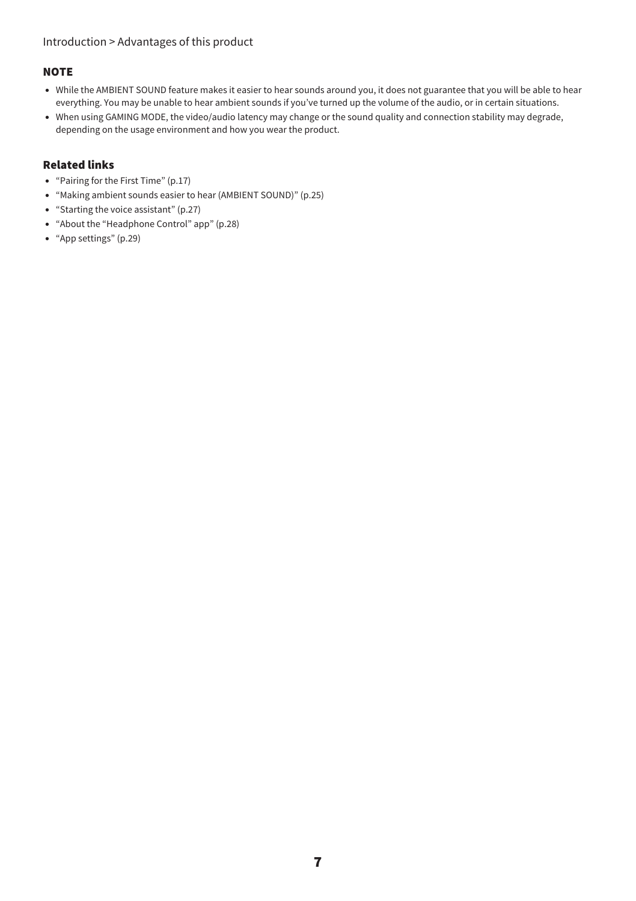Introduction > Advantages of this product

### NOTE

- While the AMBIENT SOUND feature makes it easier to hear sounds around you, it does not guarantee that you will be able to hear everything. You may be unable to hear ambient sounds if you've turned up the volume of the audio, or in certain situations.
- When using GAMING MODE, the video/audio latency may change or the sound quality and connection stability may degrade, depending on the usage environment and how you wear the product.

### Related links

- "Pairing for the First Time" (p.17)
- "Making ambient sounds easier to hear (AMBIENT SOUND)" (p.25)
- "Starting the voice assistant" (p.27)
- "About the "Headphone Control" app" (p.28)
- "App settings" (p.29)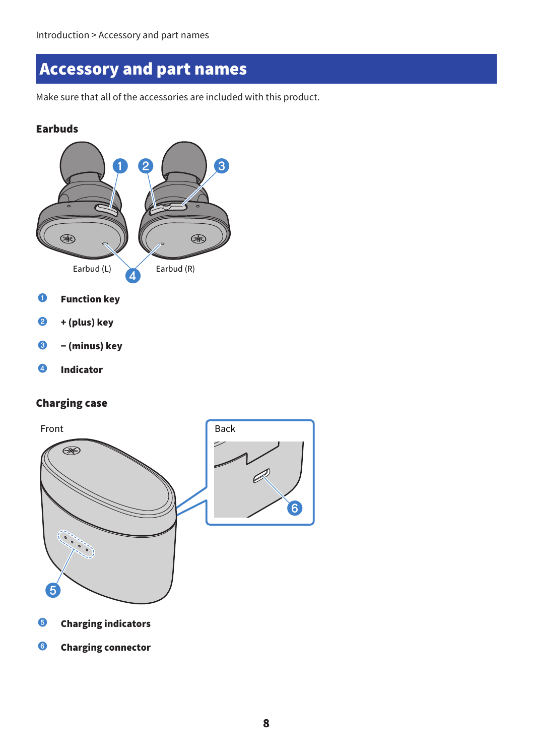# Accessory and part names

Make sure that all of the accessories are included with this product.

## Earbuds

Earbud (L) Earbud (R)

1. **Function key**
2. **+ (plus) key**
3. **– (minus) key**
4. **Indicator**

## Charging case

Front

Back

5. **Charging indicators**
6. **Charging connector**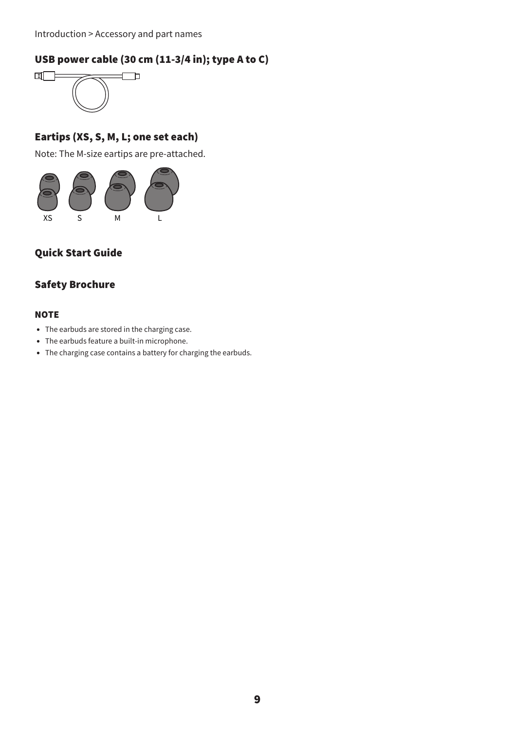### USB power cable (30 cm (11-3/4 in); type A to C)

### Eartips (XS, S, M, L; one set each)

Note: The M-size eartips are pre-attached.

XS S M L

### Quick Start Guide

### Safety Brochure

#### NOTE

- The earbuds are stored in the charging case.
- The earbuds feature a built-in microphone.
- The charging case contains a battery for charging the earbuds.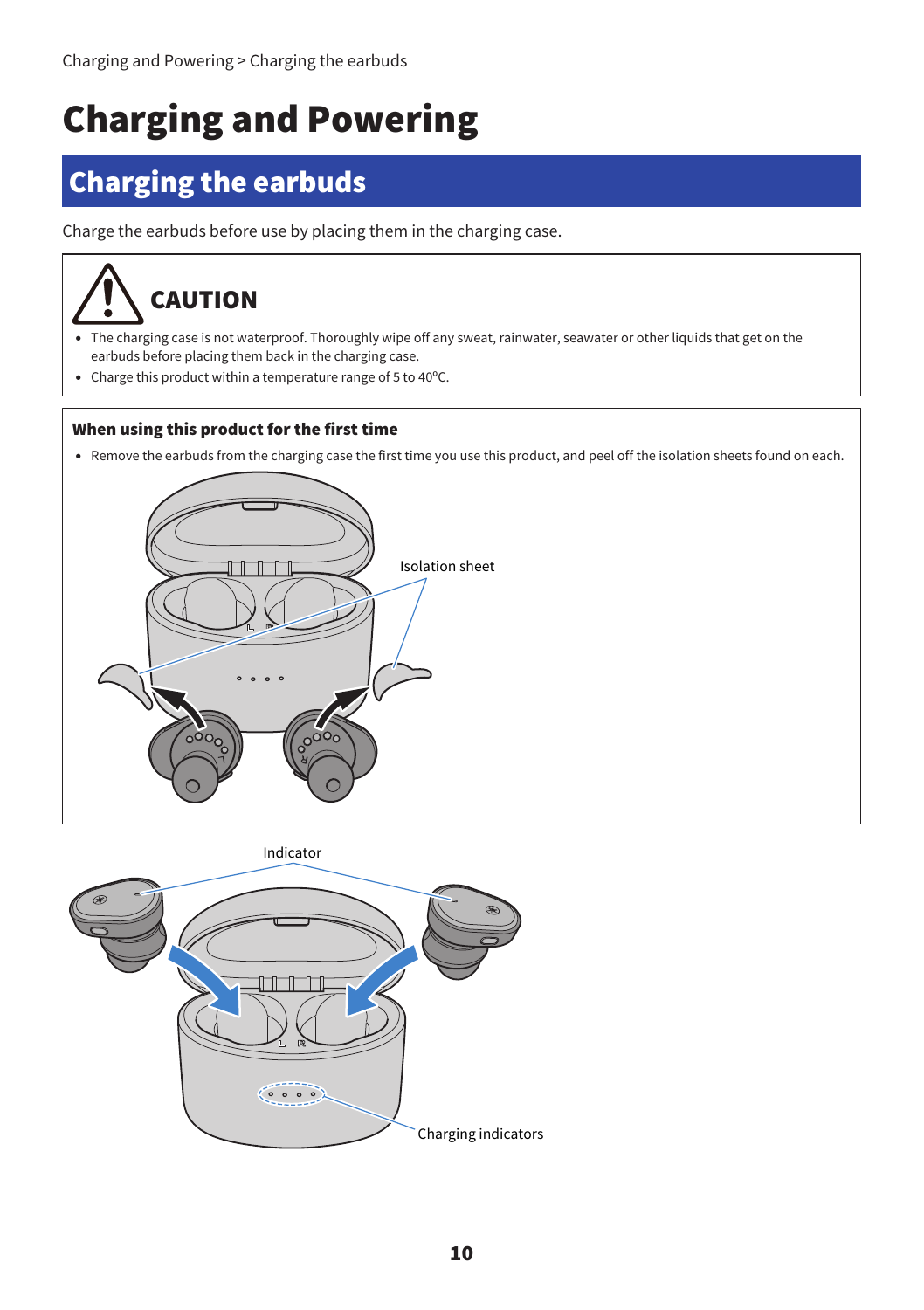# Charging and Powering

## Charging the earbuds

Charge the earbuds before use by placing them in the charging case.

**CAUTION**

- The charging case is not waterproof. Thoroughly wipe off any sweat, rainwater, seawater or other liquids that get on the earbuds before placing them back in the charging case.
- Charge this product within a temperature range of 5 to 40°C.

**When using this product for the first time**

- Remove the earbuds from the charging case the first time you use this product, and peel off the isolation sheets found on each.

Isolation sheet

Indicator

Charging indicators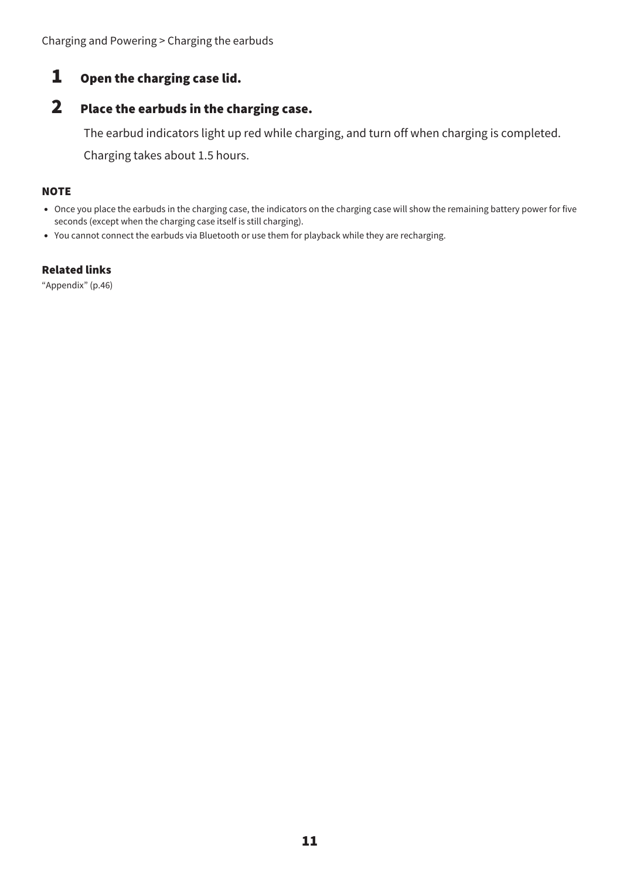Charging and Powering > Charging the earbuds

## 1 Open the charging case lid.

## 2 Place the earbuds in the charging case.

The earbud indicators light up red while charging, and turn off when charging is completed.

Charging takes about 1.5 hours.

**NOTE**

- Once you place the earbuds in the charging case, the indicators on the charging case will show the remaining battery power for five seconds (except when the charging case itself is still charging).
- You cannot connect the earbuds via Bluetooth or use them for playback while they are recharging.

**Related links**

“Appendix” (p.46)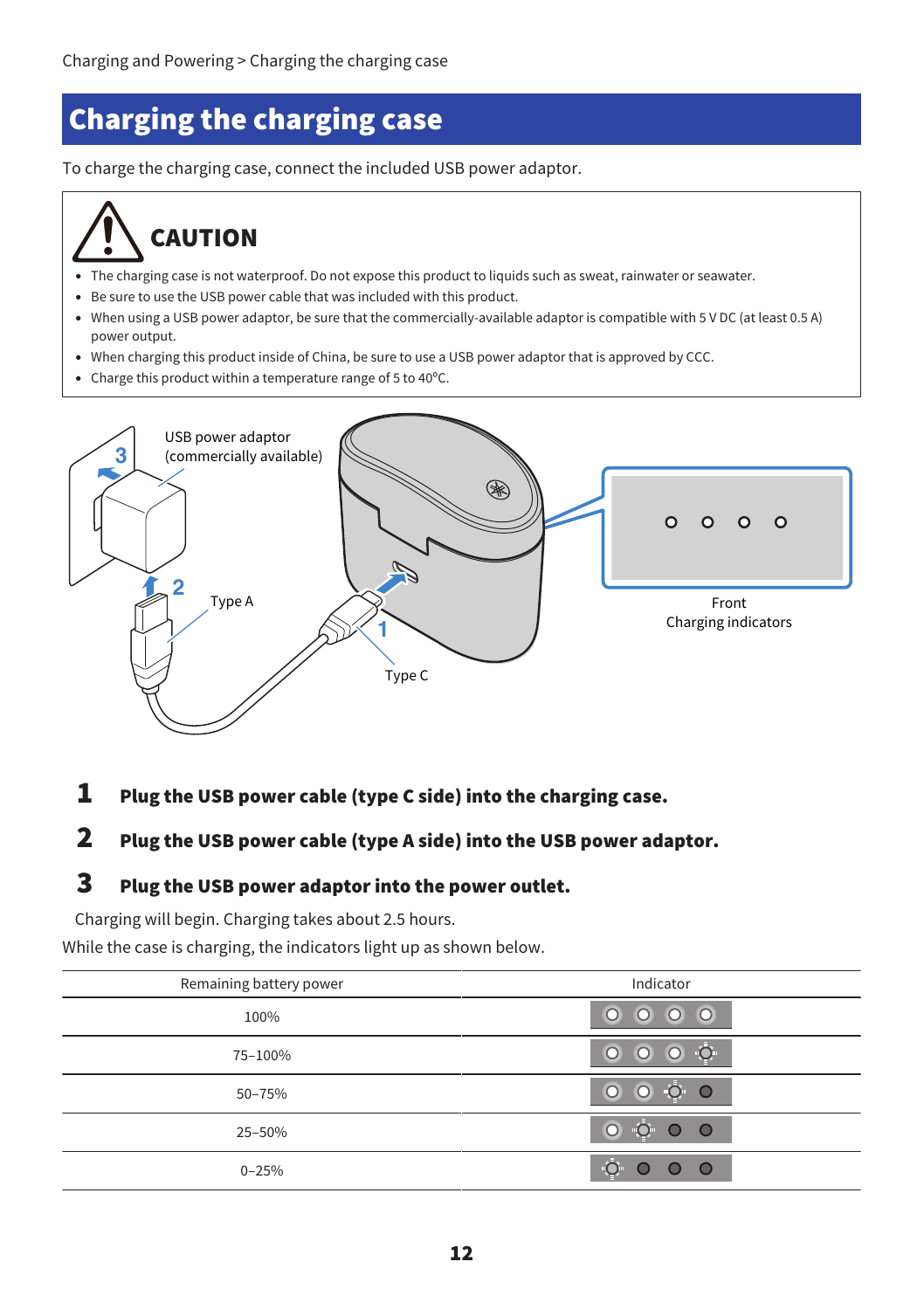# Charging the charging case

To charge the charging case, connect the included USB power adaptor.

**CAUTION**

- The charging case is not waterproof. Do not expose this product to liquids such as sweat, rainwater or seawater.
- Be sure to use the USB power cable that was included with this product.
- When using a USB power adaptor, be sure that the commercially-available adaptor is compatible with 5 V DC (at least 0.5 A) power output.
- When charging this product inside of China, be sure to use a USB power adaptor that is approved by CCC.
- Charge this product within a temperature range of 5 to 40°C.

USB power adaptor (commercially available)

Type A

Type C

Front

Charging indicators

**1 Plug the USB power cable (type C side) into the charging case.**

**2 Plug the USB power cable (type A side) into the USB power adaptor.**

**3 Plug the USB power adaptor into the power outlet.**

Charging will begin. Charging takes about 2.5 hours.

While the case is charging, the indicators light up as shown below.

| Remaining battery power | Indicator |
|---|---|
| 100% | |
| 75–100% | |
| 50–75% | |
| 25–50% | |
| 0–25% | |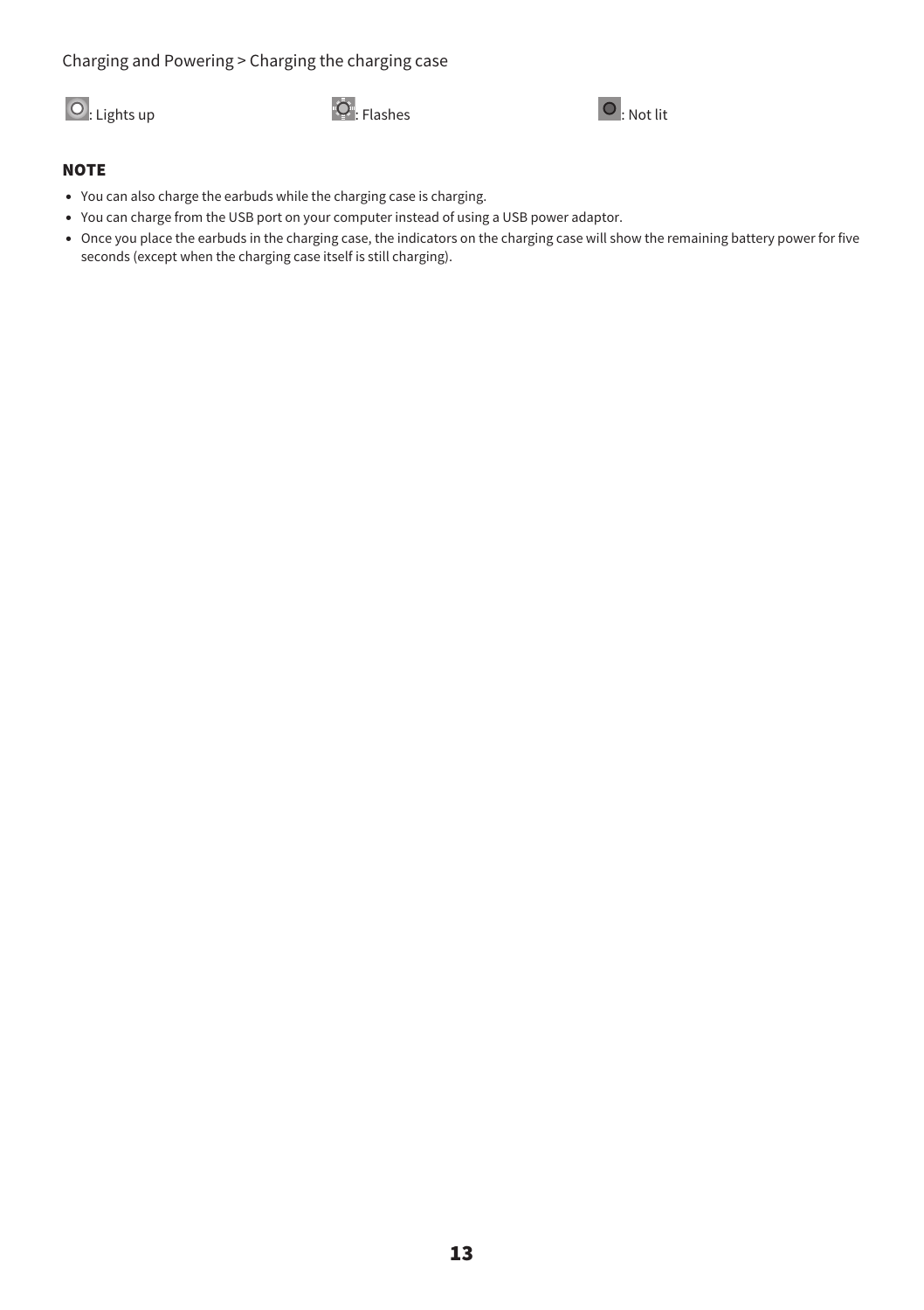: Lights up : Flashes : Not lit

**NOTE**

- You can also charge the earbuds while the charging case is charging.
- You can charge from the USB port on your computer instead of using a USB power adaptor.
- Once you place the earbuds in the charging case, the indicators on the charging case will show the remaining battery power for five seconds (except when the charging case itself is still charging).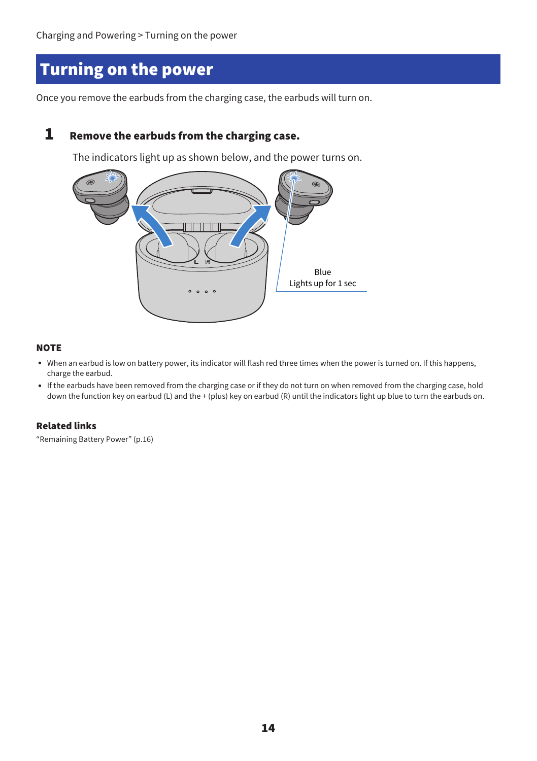# Turning on the power

Once you remove the earbuds from the charging case, the earbuds will turn on.

## 1 Remove the earbuds from the charging case.

The indicators light up as shown below, and the power turns on.

Blue
Lights up for 1 sec

### NOTE

- When an earbud is low on battery power, its indicator will flash red three times when the power is turned on. If this happens, charge the earbud.
- If the earbuds have been removed from the charging case or if they do not turn on when removed from the charging case, hold down the function key on earbud (L) and the + (plus) key on earbud (R) until the indicators light up blue to turn the earbuds on.

### Related links

"Remaining Battery Power" (p.16)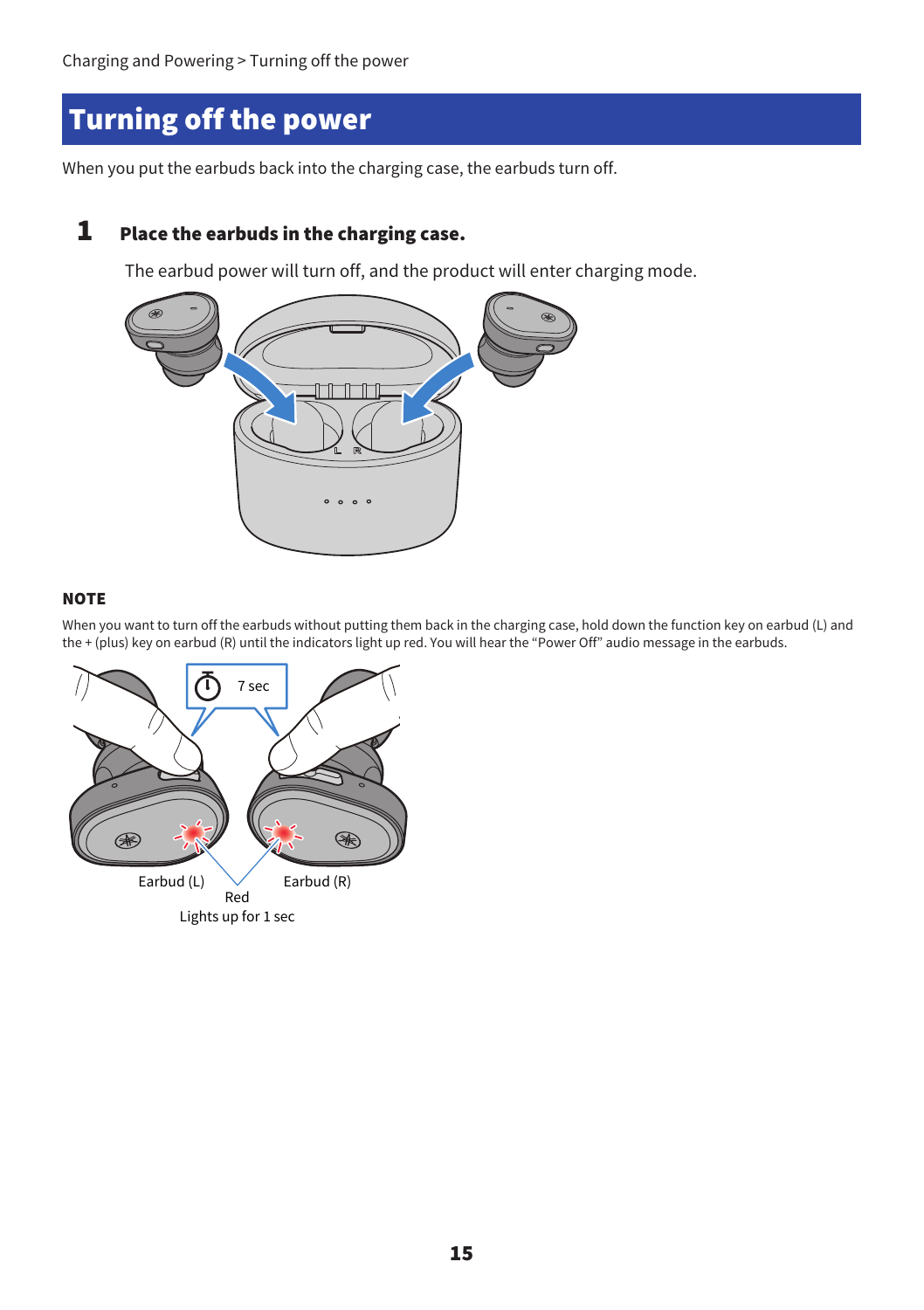# Turning off the power

When you put the earbuds back into the charging case, the earbuds turn off.

**1** **Place the earbuds in the charging case.**

The earbud power will turn off, and the product will enter charging mode.

### NOTE

When you want to turn off the earbuds without putting them back in the charging case, hold down the function key on earbud (L) and the + (plus) key on earbud (R) until the indicators light up red. You will hear the “Power Off” audio message in the earbuds.

7 sec

Earbud (L) Earbud (R)

Red

Lights up for 1 sec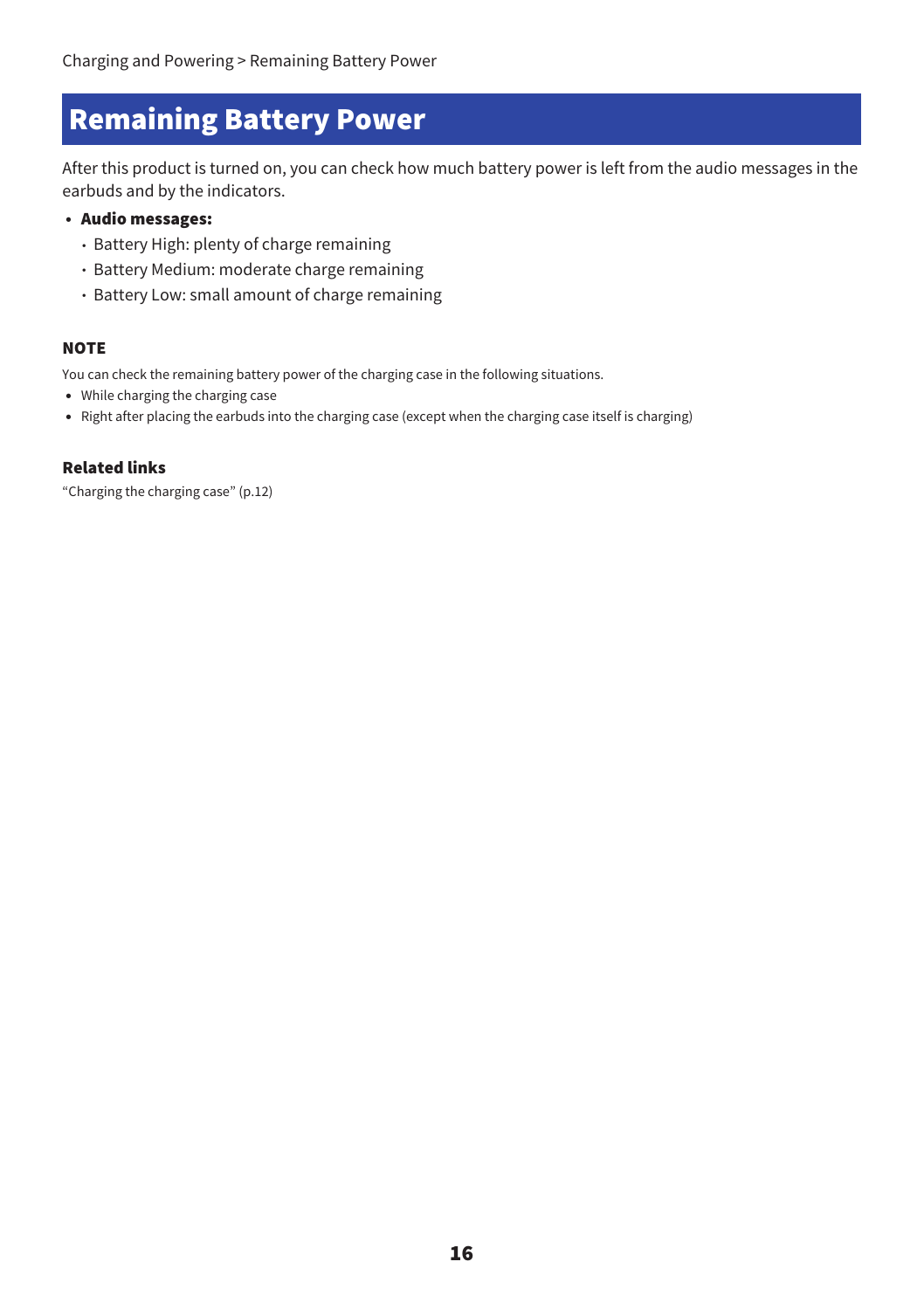Charging and Powering > Remaining Battery Power

# Remaining Battery Power

After this product is turned on, you can check how much battery power is left from the audio messages in the earbuds and by the indicators.

- **Audio messages:**
  - Battery High: plenty of charge remaining
  - Battery Medium: moderate charge remaining
  - Battery Low: small amount of charge remaining

### NOTE

You can check the remaining battery power of the charging case in the following situations.

- While charging the charging case
- Right after placing the earbuds into the charging case (except when the charging case itself is charging)

### Related links

“Charging the charging case” (p.12)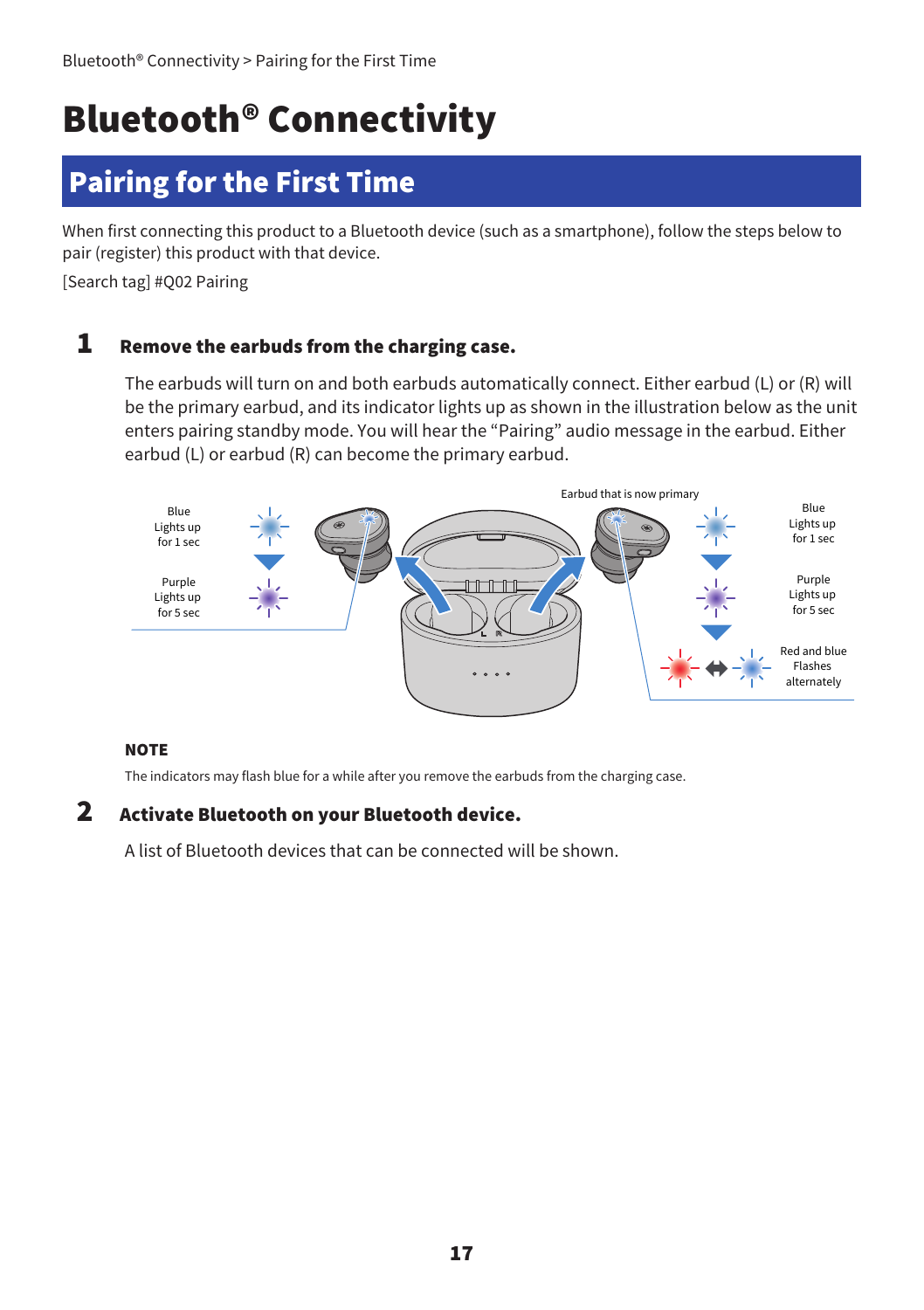# Bluetooth® Connectivity

## Pairing for the First Time

When first connecting this product to a Bluetooth device (such as a smartphone), follow the steps below to pair (register) this product with that device.

[Search tag] #Q02 Pairing

**1** **Remove the earbuds from the charging case.**

The earbuds will turn on and both earbuds automatically connect. Either earbud (L) or (R) will be the primary earbud, and its indicator lights up as shown in the illustration below as the unit enters pairing standby mode. You will hear the “Pairing” audio message in the earbud. Either earbud (L) or earbud (R) can become the primary earbud.

Blue Lights up for 1 sec

Purple Lights up for 5 sec

Earbud that is now primary

Blue Lights up for 1 sec

Purple Lights up for 5 sec

Red and blue Flashes alternately

**NOTE**

The indicators may flash blue for a while after you remove the earbuds from the charging case.

**2** **Activate Bluetooth on your Bluetooth device.**

A list of Bluetooth devices that can be connected will be shown.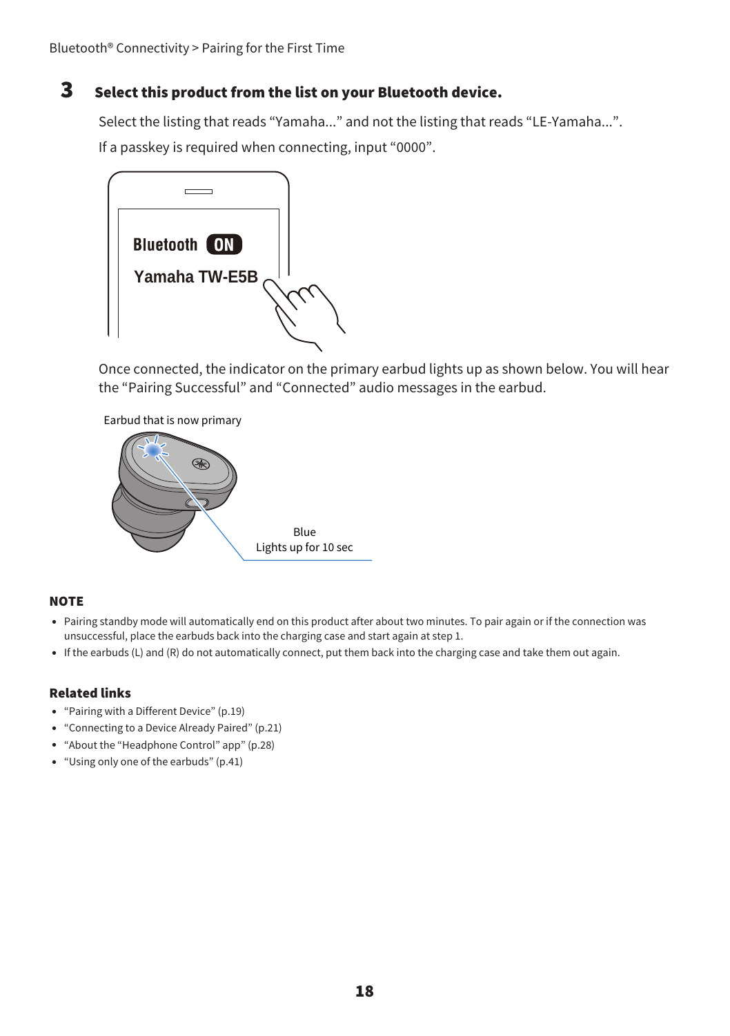## 3 Select this product from the list on your Bluetooth device.

Select the listing that reads “Yamaha...” and not the listing that reads “LE-Yamaha...”.

If a passkey is required when connecting, input “0000”.

Bluetooth ON

Yamaha TW-E5B

Once connected, the indicator on the primary earbud lights up as shown below. You will hear the “Pairing Successful” and “Connected” audio messages in the earbud.

Earbud that is now primary

Blue
Lights up for 10 sec

**NOTE**

- Pairing standby mode will automatically end on this product after about two minutes. To pair again or if the connection was unsuccessful, place the earbuds back into the charging case and start again at step 1.
- If the earbuds (L) and (R) do not automatically connect, put them back into the charging case and take them out again.

**Related links**

- “Pairing with a Different Device” (p.19)
- “Connecting to a Device Already Paired” (p.21)
- “About the “Headphone Control” app” (p.28)
- “Using only one of the earbuds” (p.41)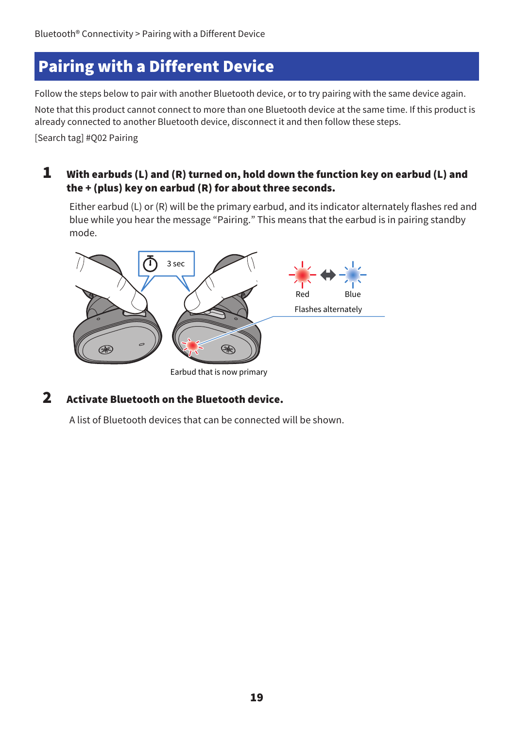# Pairing with a Different Device

Follow the steps below to pair with another Bluetooth device, or to try pairing with the same device again.

Note that this product cannot connect to more than one Bluetooth device at the same time. If this product is already connected to another Bluetooth device, disconnect it and then follow these steps.

[Search tag] #Q02 Pairing

**1 With earbuds (L) and (R) turned on, hold down the function key on earbud (L) and the + (plus) key on earbud (R) for about three seconds.**

Either earbud (L) or (R) will be the primary earbud, and its indicator alternately flashes red and blue while you hear the message "Pairing." This means that the earbud is in pairing standby mode.

3 sec

Red Blue

Flashes alternately

Earbud that is now primary

**2 Activate Bluetooth on the Bluetooth device.**

A list of Bluetooth devices that can be connected will be shown.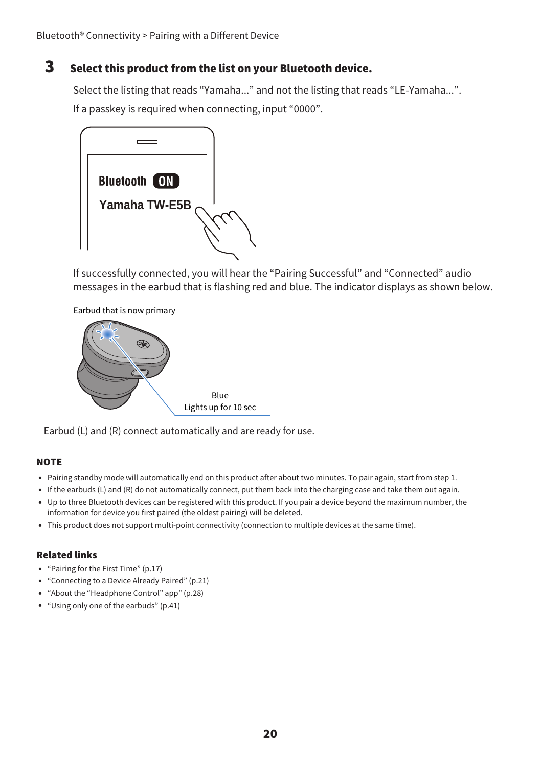## 3 Select this product from the list on your Bluetooth device.

Select the listing that reads “Yamaha...” and not the listing that reads “LE-Yamaha...”.

If a passkey is required when connecting, input “0000”.

If successfully connected, you will hear the “Pairing Successful” and “Connected” audio messages in the earbud that is flashing red and blue. The indicator displays as shown below.

Earbud that is now primary

Blue
Lights up for 10 sec

Earbud (L) and (R) connect automatically and are ready for use.

### NOTE

- Pairing standby mode will automatically end on this product after about two minutes. To pair again, start from step 1.
- If the earbuds (L) and (R) do not automatically connect, put them back into the charging case and take them out again.
- Up to three Bluetooth devices can be registered with this product. If you pair a device beyond the maximum number, the information for device you first paired (the oldest pairing) will be deleted.
- This product does not support multi-point connectivity (connection to multiple devices at the same time).

### Related links

- “Pairing for the First Time” (p.17)
- “Connecting to a Device Already Paired” (p.21)
- “About the “Headphone Control” app” (p.28)
- “Using only one of the earbuds” (p.41)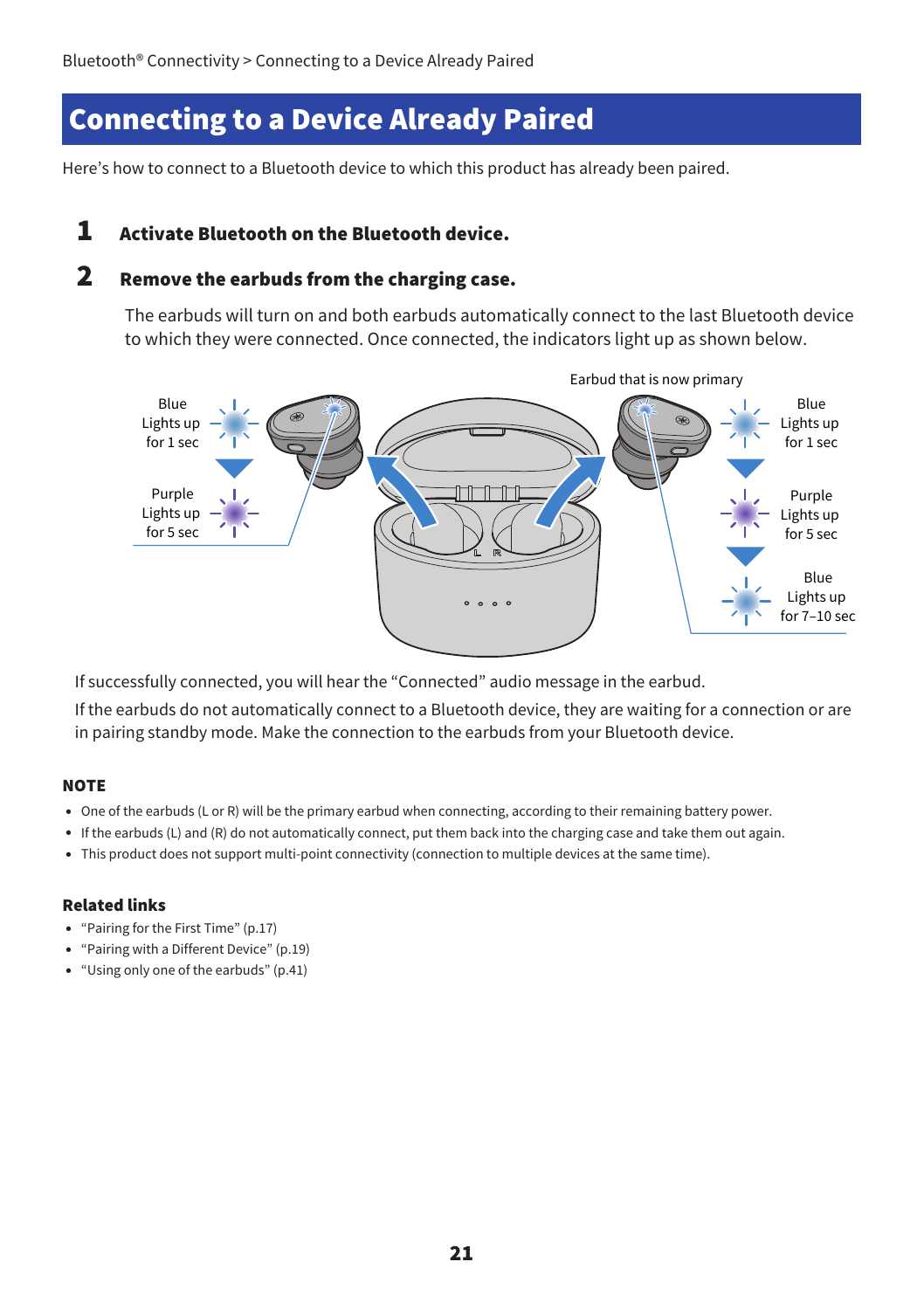# Connecting to a Device Already Paired

Here's how to connect to a Bluetooth device to which this product has already been paired.

**1 Activate Bluetooth on the Bluetooth device.**

**2 Remove the earbuds from the charging case.**

The earbuds will turn on and both earbuds automatically connect to the last Bluetooth device to which they were connected. Once connected, the indicators light up as shown below.

Blue Lights up for 1 sec → Purple Lights up for 5 sec

Earbud that is now primary: Blue Lights up for 1 sec → Purple Lights up for 5 sec → Blue Lights up for 7–10 sec

If successfully connected, you will hear the "Connected" audio message in the earbud.

If the earbuds do not automatically connect to a Bluetooth device, they are waiting for a connection or are in pairing standby mode. Make the connection to the earbuds from your Bluetooth device.

### NOTE

- One of the earbuds (L or R) will be the primary earbud when connecting, according to their remaining battery power.
- If the earbuds (L) and (R) do not automatically connect, put them back into the charging case and take them out again.
- This product does not support multi-point connectivity (connection to multiple devices at the same time).

### Related links

- "Pairing for the First Time" (p.17)
- "Pairing with a Different Device" (p.19)
- "Using only one of the earbuds" (p.41)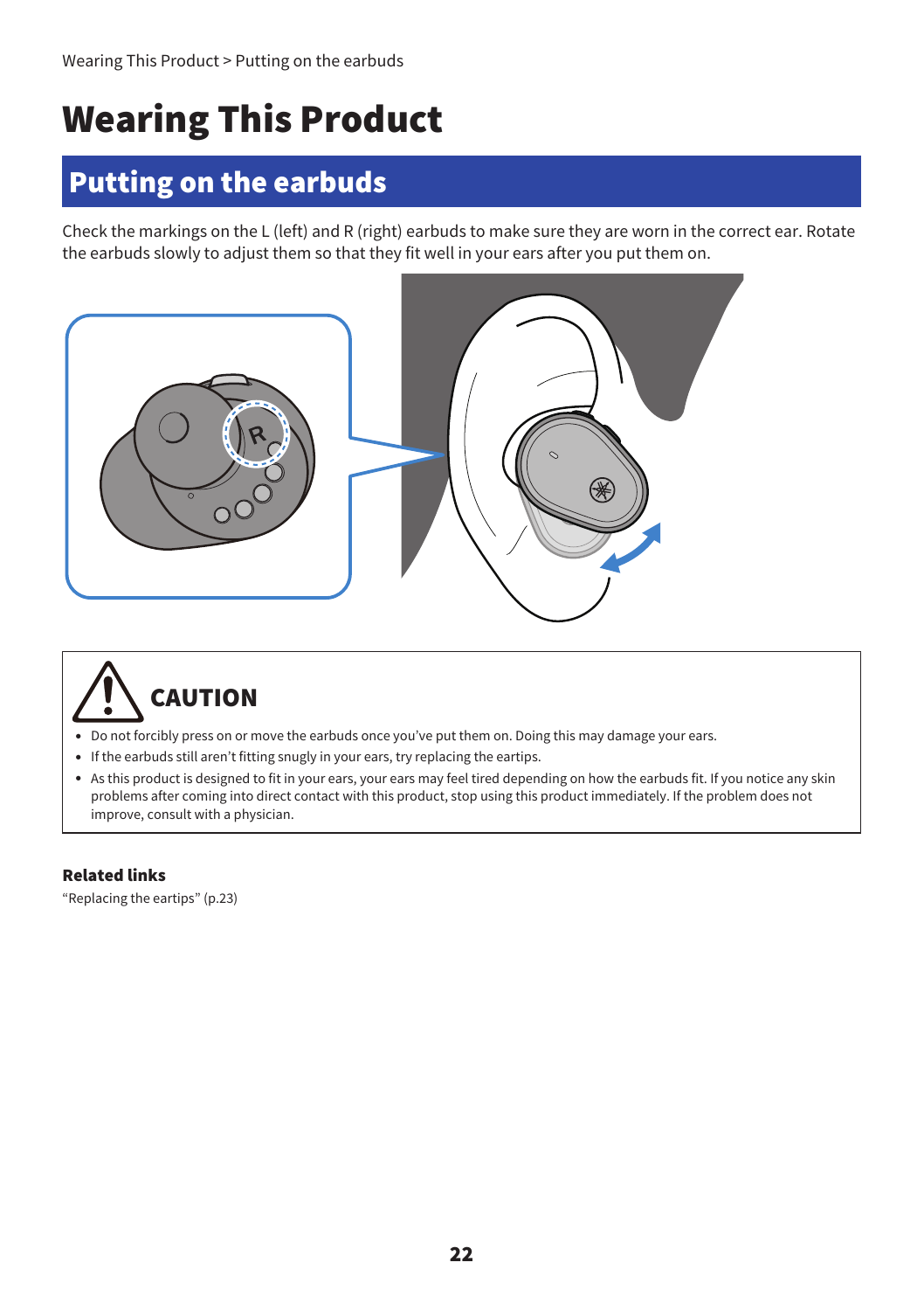# Wearing This Product

## Putting on the earbuds

Check the markings on the L (left) and R (right) earbuds to make sure they are worn in the correct ear. Rotate the earbuds slowly to adjust them so that they fit well in your ears after you put them on.

### CAUTION

- Do not forcibly press on or move the earbuds once you've put them on. Doing this may damage your ears.
- If the earbuds still aren't fitting snugly in your ears, try replacing the eartips.
- As this product is designed to fit in your ears, your ears may feel tired depending on how the earbuds fit. If you notice any skin problems after coming into direct contact with this product, stop using this product immediately. If the problem does not improve, consult with a physician.

**Related links**

"Replacing the eartips" (p.23)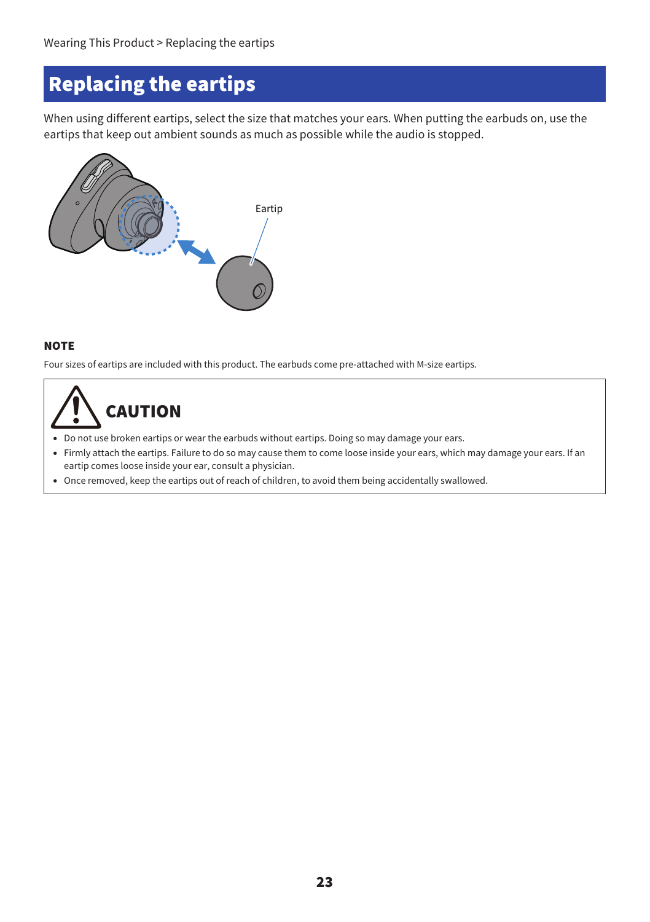# Replacing the eartips

When using different eartips, select the size that matches your ears. When putting the earbuds on, use the eartips that keep out ambient sounds as much as possible while the audio is stopped.

Eartip

**NOTE**

Four sizes of eartips are included with this product. The earbuds come pre-attached with M-size eartips.

## CAUTION

- Do not use broken eartips or wear the earbuds without eartips. Doing so may damage your ears.
- Firmly attach the eartips. Failure to do so may cause them to come loose inside your ears, which may damage your ears. If an eartip comes loose inside your ear, consult a physician.
- Once removed, keep the eartips out of reach of children, to avoid them being accidentally swallowed.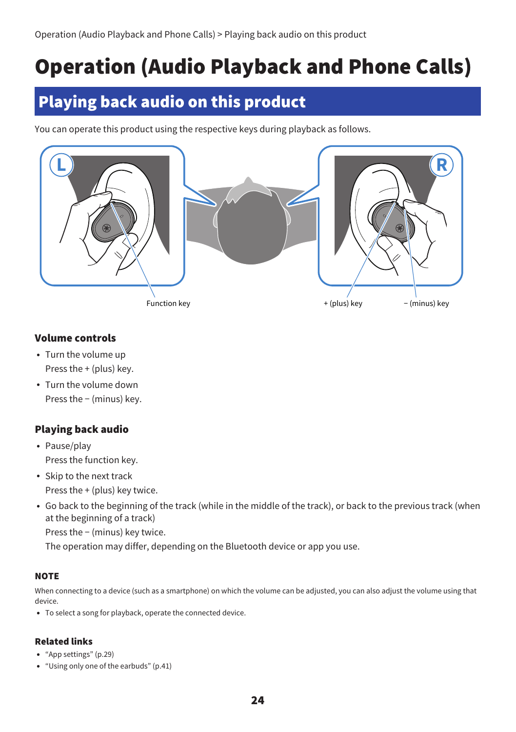# Operation (Audio Playback and Phone Calls)

## Playing back audio on this product

You can operate this product using the respective keys during playback as follows.

Function key

+ (plus) key

− (minus) key

### Volume controls

- Turn the volume up
  Press the + (plus) key.
- Turn the volume down
  Press the − (minus) key.

### Playing back audio

- Pause/play
  Press the function key.
- Skip to the next track
  Press the + (plus) key twice.
- Go back to the beginning of the track (while in the middle of the track), or back to the previous track (when at the beginning of a track)
  Press the − (minus) key twice.
  The operation may differ, depending on the Bluetooth device or app you use.

#### NOTE

When connecting to a device (such as a smartphone) on which the volume can be adjusted, you can also adjust the volume using that device.

- To select a song for playback, operate the connected device.

#### Related links

- "App settings" (p.29)
- "Using only one of the earbuds" (p.41)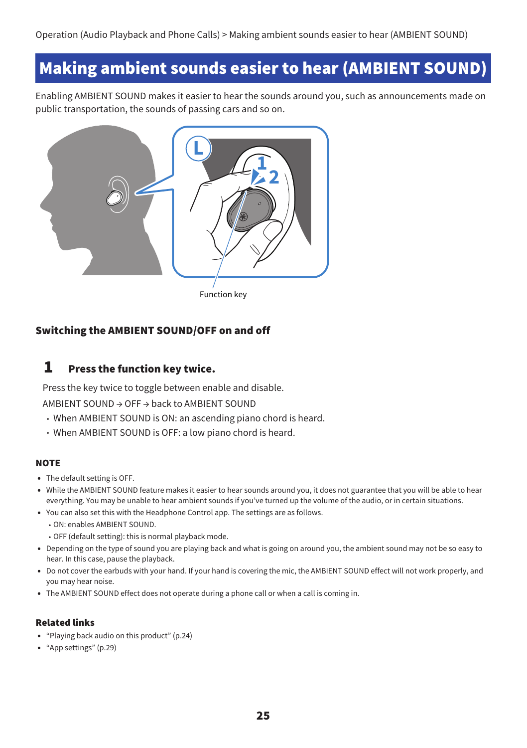# Making ambient sounds easier to hear (AMBIENT SOUND)

Enabling AMBIENT SOUND makes it easier to hear the sounds around you, such as announcements made on public transportation, the sounds of passing cars and so on.

Function key

### Switching the AMBIENT SOUND/OFF on and off

**1 Press the function key twice.**

Press the key twice to toggle between enable and disable.

AMBIENT SOUND → OFF → back to AMBIENT SOUND

- When AMBIENT SOUND is ON: an ascending piano chord is heard.
- When AMBIENT SOUND is OFF: a low piano chord is heard.

#### NOTE

- The default setting is OFF.
- While the AMBIENT SOUND feature makes it easier to hear sounds around you, it does not guarantee that you will be able to hear everything. You may be unable to hear ambient sounds if you've turned up the volume of the audio, or in certain situations.
- You can also set this with the Headphone Control app. The settings are as follows.
  - ON: enables AMBIENT SOUND.
  - OFF (default setting): this is normal playback mode.
- Depending on the type of sound you are playing back and what is going on around you, the ambient sound may not be so easy to hear. In this case, pause the playback.
- Do not cover the earbuds with your hand. If your hand is covering the mic, the AMBIENT SOUND effect will not work properly, and you may hear noise.
- The AMBIENT SOUND effect does not operate during a phone call or when a call is coming in.

#### Related links

- "Playing back audio on this product" (p.24)
- "App settings" (p.29)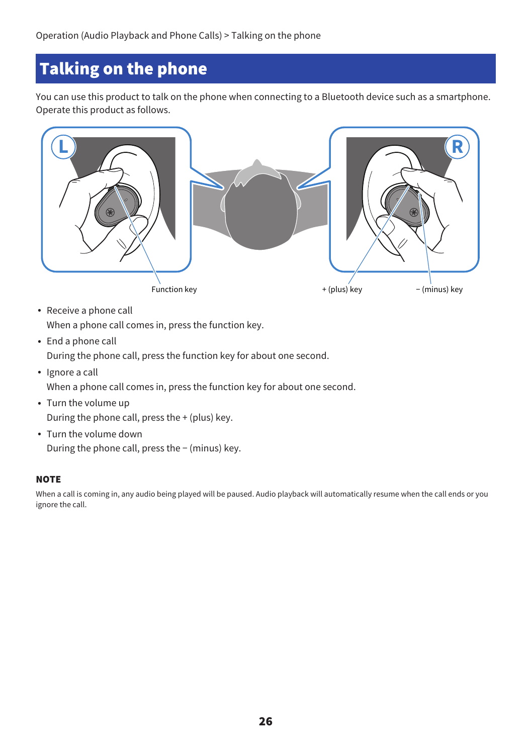# Talking on the phone

You can use this product to talk on the phone when connecting to a Bluetooth device such as a smartphone. Operate this product as follows.

Function key

+ (plus) key

− (minus) key

- Receive a phone call
  When a phone call comes in, press the function key.
- End a phone call
  During the phone call, press the function key for about one second.
- Ignore a call
  When a phone call comes in, press the function key for about one second.
- Turn the volume up
  During the phone call, press the + (plus) key.
- Turn the volume down
  During the phone call, press the − (minus) key.

**NOTE**

When a call is coming in, any audio being played will be paused. Audio playback will automatically resume when the call ends or you ignore the call.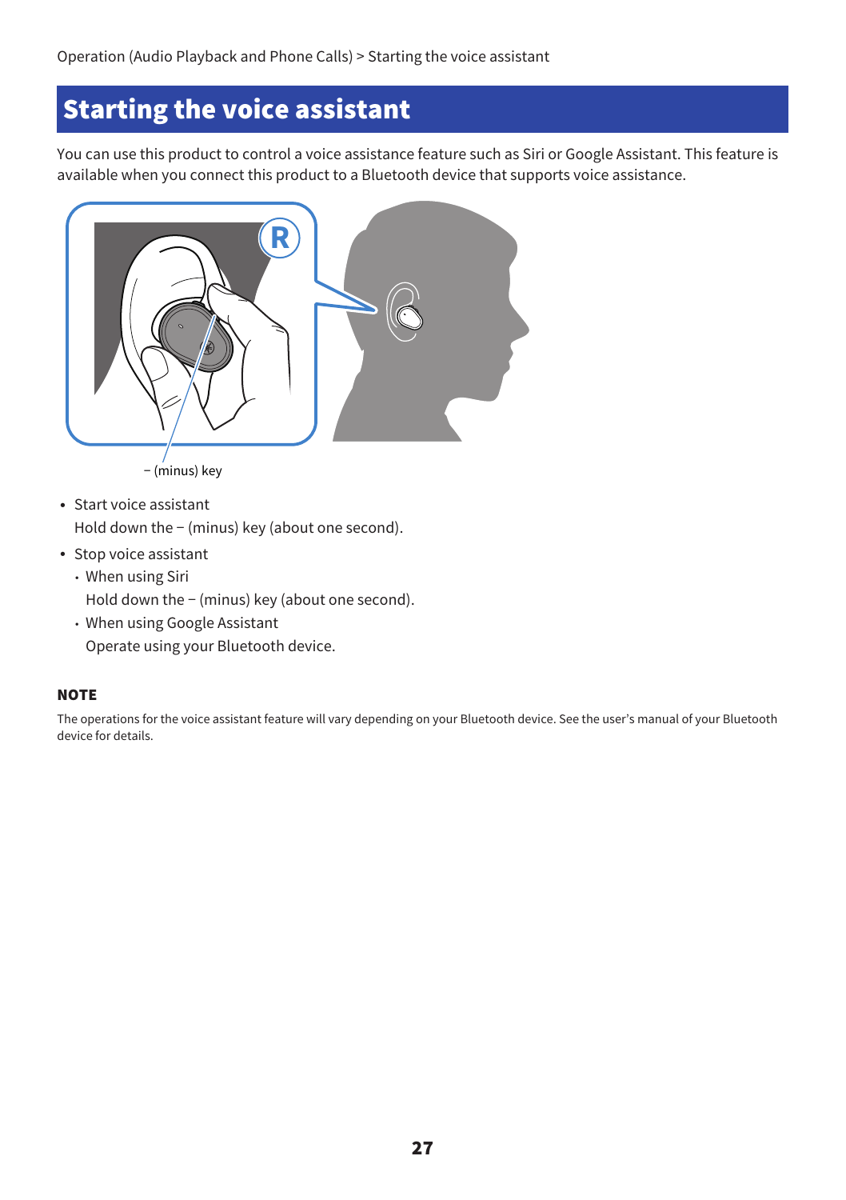# Starting the voice assistant

You can use this product to control a voice assistance feature such as Siri or Google Assistant. This feature is available when you connect this product to a Bluetooth device that supports voice assistance.

− (minus) key

- Start voice assistant
  Hold down the − (minus) key (about one second).
- Stop voice assistant
  - When using Siri
    Hold down the − (minus) key (about one second).
  - When using Google Assistant
    Operate using your Bluetooth device.

### NOTE

The operations for the voice assistant feature will vary depending on your Bluetooth device. See the user's manual of your Bluetooth device for details.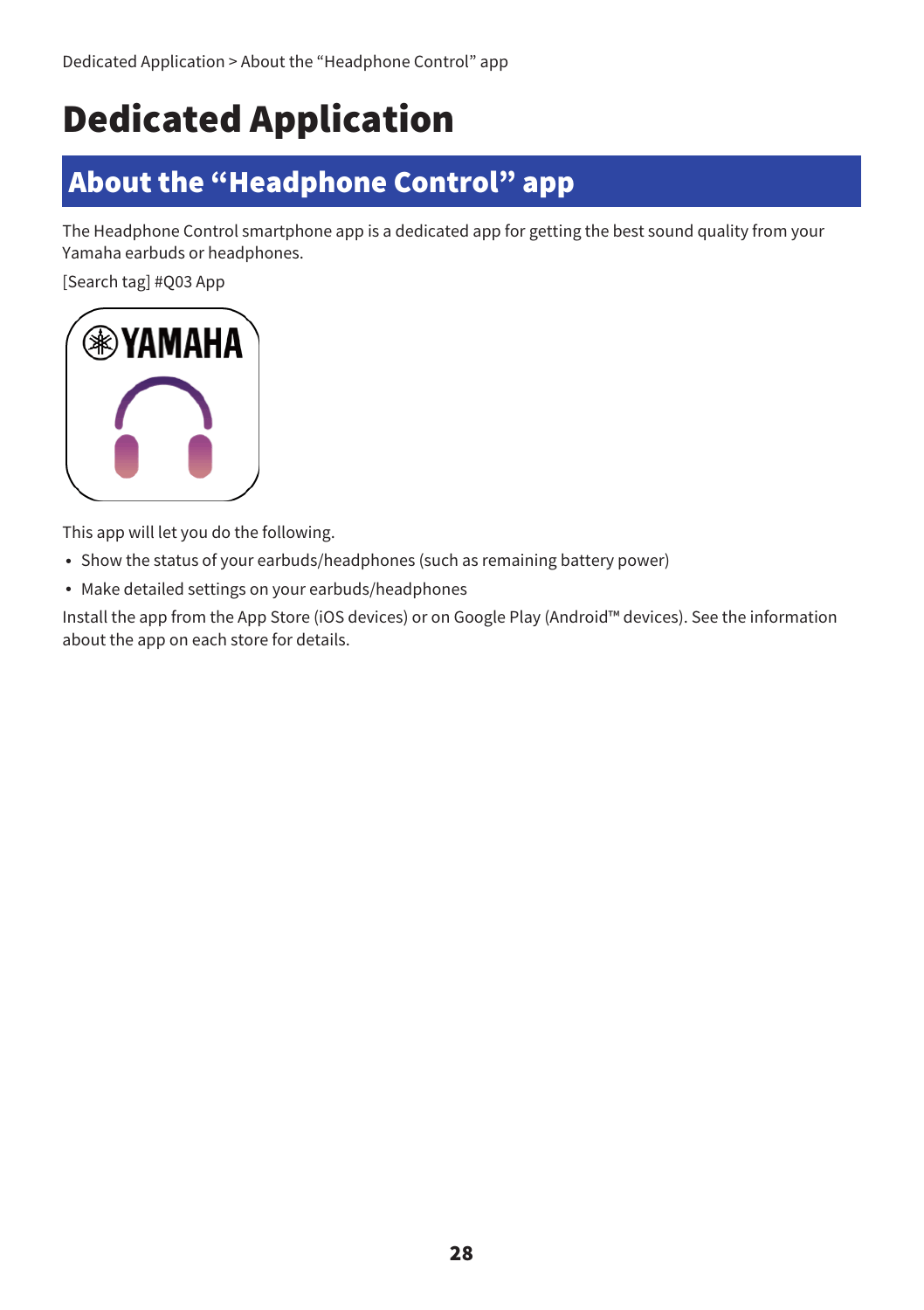# Dedicated Application

## About the “Headphone Control” app

The Headphone Control smartphone app is a dedicated app for getting the best sound quality from your Yamaha earbuds or headphones.

[Search tag] #Q03 App

This app will let you do the following.

- Show the status of your earbuds/headphones (such as remaining battery power)
- Make detailed settings on your earbuds/headphones

Install the app from the App Store (iOS devices) or on Google Play (Android™ devices). See the information about the app on each store for details.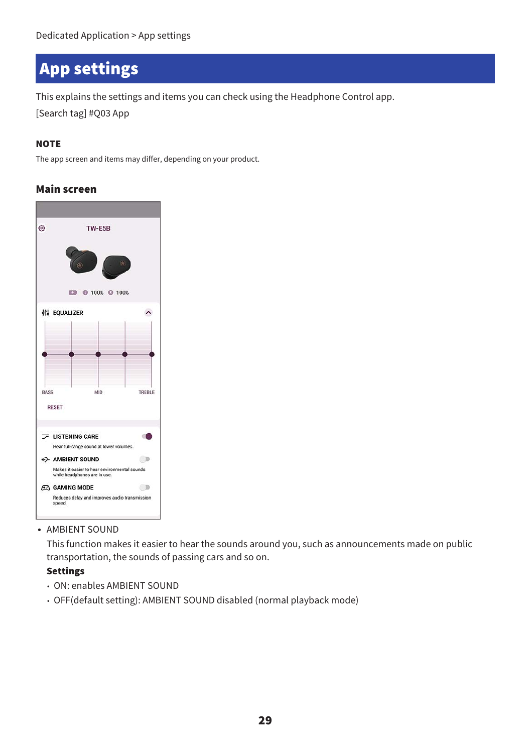# App settings

This explains the settings and items you can check using the Headphone Control app.

[Search tag] #Q03 App

**NOTE**

The app screen and items may differ, depending on your product.

## Main screen

- AMBIENT SOUND

  This function makes it easier to hear the sounds around you, such as announcements made on public transportation, the sounds of passing cars and so on.

  **Settings**

  - ON: enables AMBIENT SOUND
  - OFF(default setting): AMBIENT SOUND disabled (normal playback mode)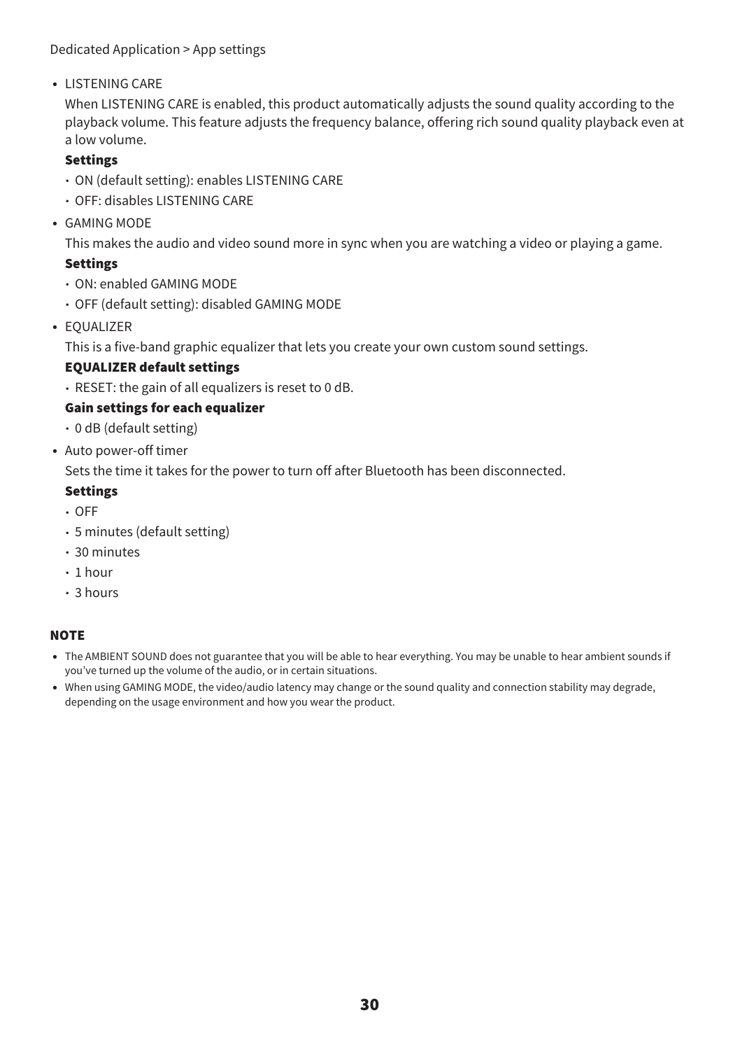- LISTENING CARE

  When LISTENING CARE is enabled, this product automatically adjusts the sound quality according to the playback volume. This feature adjusts the frequency balance, offering rich sound quality playback even at a low volume.

  **Settings**

  - ON (default setting): enables LISTENING CARE
  - OFF: disables LISTENING CARE

- GAMING MODE

  This makes the audio and video sound more in sync when you are watching a video or playing a game.

  **Settings**

  - ON: enabled GAMING MODE
  - OFF (default setting): disabled GAMING MODE

- EQUALIZER

  This is a five-band graphic equalizer that lets you create your own custom sound settings.

  **EQUALIZER default settings**

  - RESET: the gain of all equalizers is reset to 0 dB.

  **Gain settings for each equalizer**

  - 0 dB (default setting)

- Auto power-off timer

  Sets the time it takes for the power to turn off after Bluetooth has been disconnected.

  **Settings**

  - OFF
  - 5 minutes (default setting)
  - 30 minutes
  - 1 hour
  - 3 hours

**NOTE**

- The AMBIENT SOUND does not guarantee that you will be able to hear everything. You may be unable to hear ambient sounds if you've turned up the volume of the audio, or in certain situations.
- When using GAMING MODE, the video/audio latency may change or the sound quality and connection stability may degrade, depending on the usage environment and how you wear the product.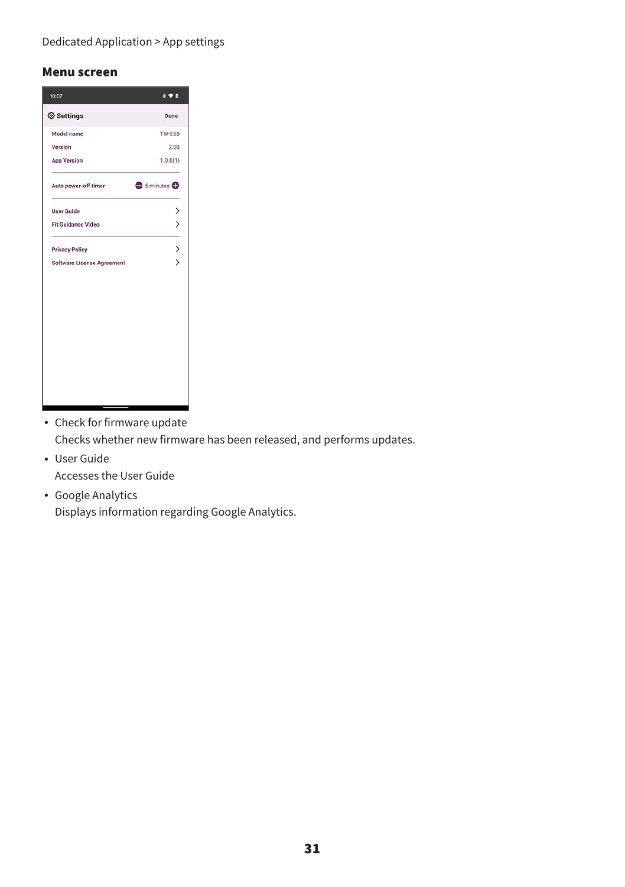### Menu screen

- Check for firmware update
  Checks whether new firmware has been released, and performs updates.
- User Guide
  Accesses the User Guide
- Google Analytics
  Displays information regarding Google Analytics.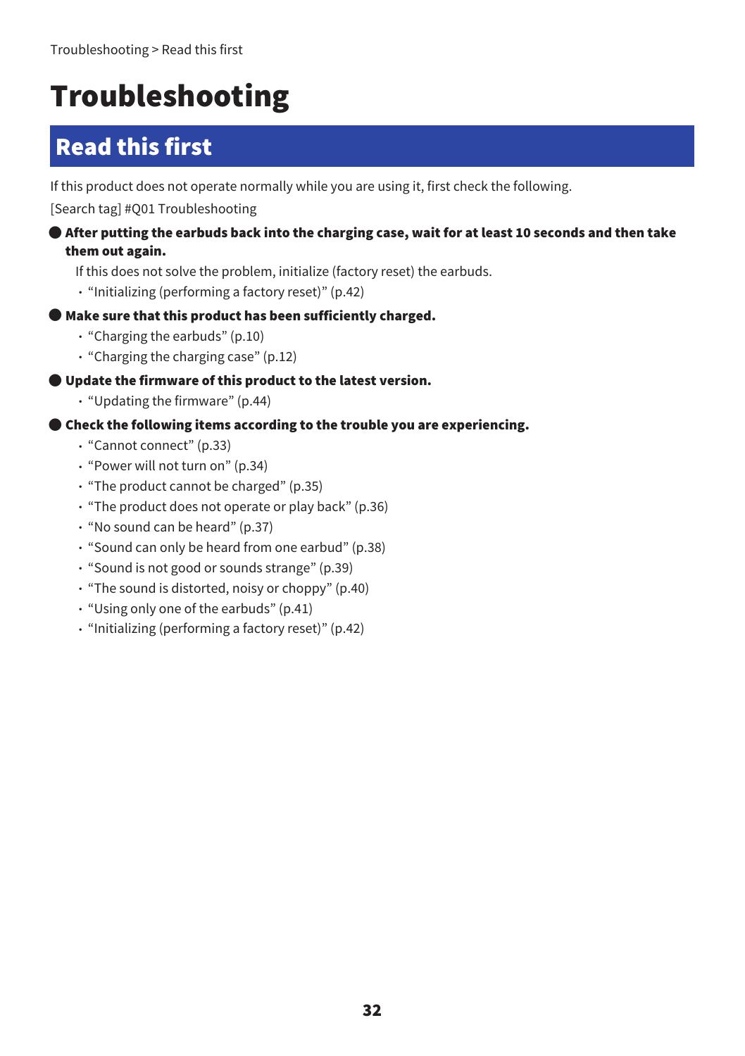# Troubleshooting

## Read this first

If this product does not operate normally while you are using it, first check the following.

[Search tag] #Q01 Troubleshooting

- **After putting the earbuds back into the charging case, wait for at least 10 seconds and then take them out again.**

  If this does not solve the problem, initialize (factory reset) the earbuds.

  - “Initializing (performing a factory reset)” (p.42)

- **Make sure that this product has been sufficiently charged.**
  - “Charging the earbuds” (p.10)
  - “Charging the charging case” (p.12)

- **Update the firmware of this product to the latest version.**
  - “Updating the firmware” (p.44)

- **Check the following items according to the trouble you are experiencing.**
  - “Cannot connect” (p.33)
  - “Power will not turn on” (p.34)
  - “The product cannot be charged” (p.35)
  - “The product does not operate or play back” (p.36)
  - “No sound can be heard” (p.37)
  - “Sound can only be heard from one earbud” (p.38)
  - “Sound is not good or sounds strange” (p.39)
  - “The sound is distorted, noisy or choppy” (p.40)
  - “Using only one of the earbuds” (p.41)
  - “Initializing (performing a factory reset)” (p.42)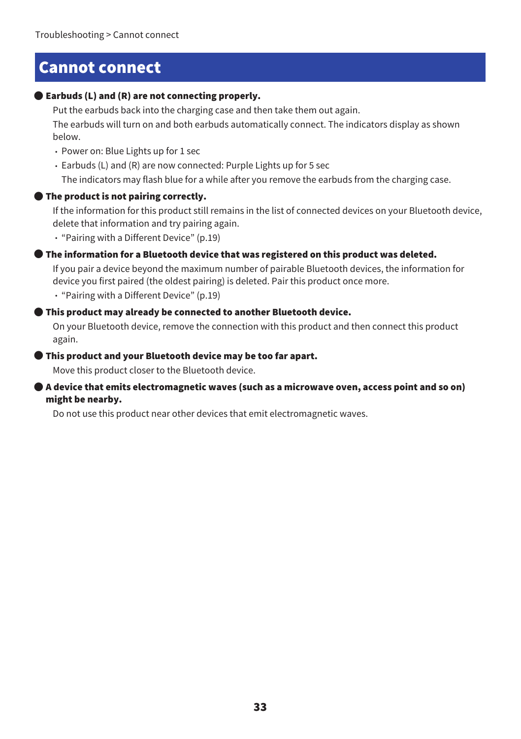# Cannot connect

● **Earbuds (L) and (R) are not connecting properly.**

Put the earbuds back into the charging case and then take them out again.

The earbuds will turn on and both earbuds automatically connect. The indicators display as shown below.

- Power on: Blue Lights up for 1 sec
- Earbuds (L) and (R) are now connected: Purple Lights up for 5 sec

  The indicators may flash blue for a while after you remove the earbuds from the charging case.

● **The product is not pairing correctly.**

If the information for this product still remains in the list of connected devices on your Bluetooth device, delete that information and try pairing again.

- “Pairing with a Different Device” (p.19)

● **The information for a Bluetooth device that was registered on this product was deleted.**

If you pair a device beyond the maximum number of pairable Bluetooth devices, the information for device you first paired (the oldest pairing) is deleted. Pair this product once more.

- “Pairing with a Different Device” (p.19)

● **This product may already be connected to another Bluetooth device.**

On your Bluetooth device, remove the connection with this product and then connect this product again.

● **This product and your Bluetooth device may be too far apart.**

Move this product closer to the Bluetooth device.

● **A device that emits electromagnetic waves (such as a microwave oven, access point and so on) might be nearby.**

Do not use this product near other devices that emit electromagnetic waves.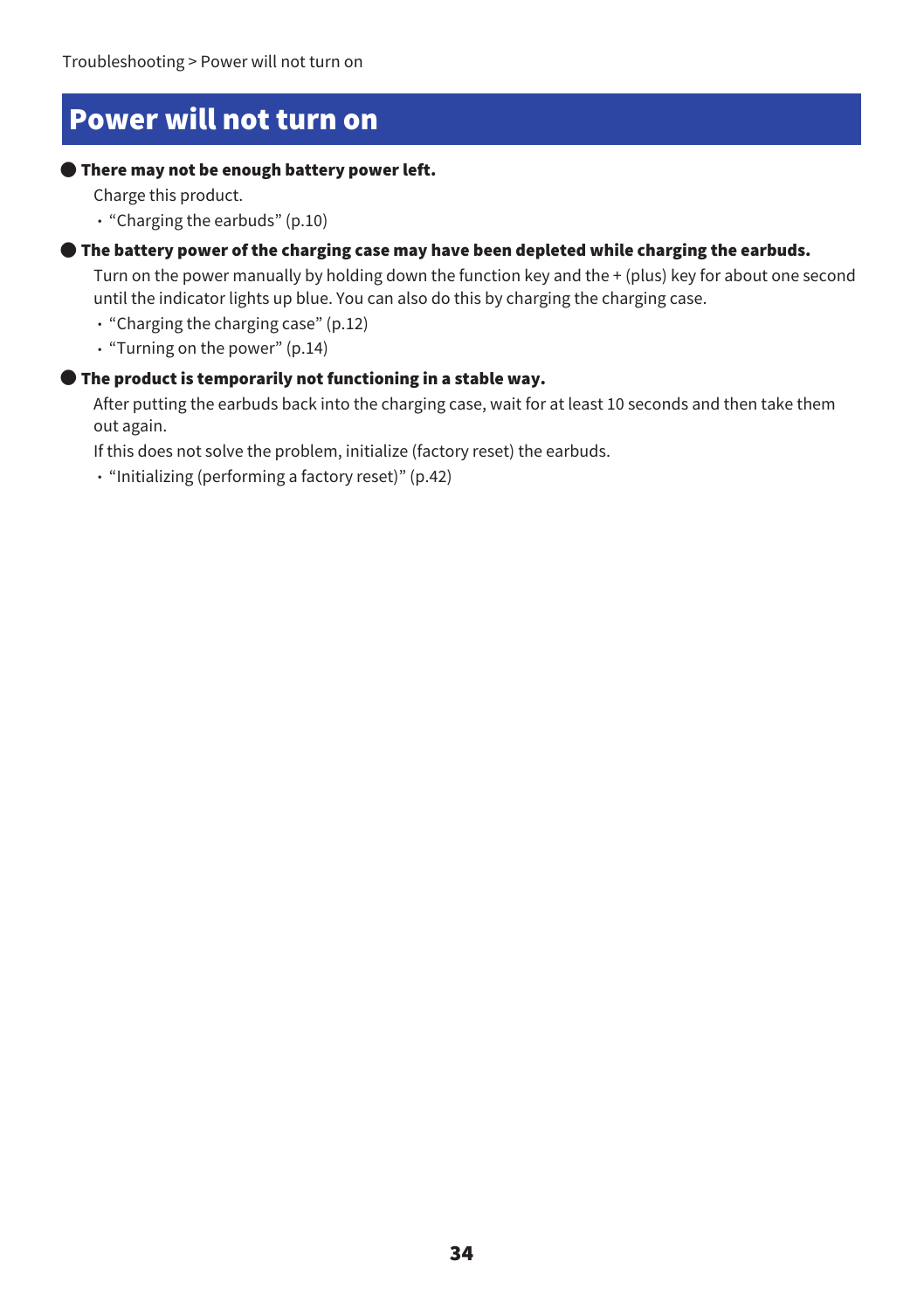# Power will not turn on

● **There may not be enough battery power left.**

Charge this product.

- "Charging the earbuds" (p.10)

● **The battery power of the charging case may have been depleted while charging the earbuds.**

Turn on the power manually by holding down the function key and the + (plus) key for about one second until the indicator lights up blue. You can also do this by charging the charging case.

- "Charging the charging case" (p.12)
- "Turning on the power" (p.14)

● **The product is temporarily not functioning in a stable way.**

After putting the earbuds back into the charging case, wait for at least 10 seconds and then take them out again.

If this does not solve the problem, initialize (factory reset) the earbuds.

- "Initializing (performing a factory reset)" (p.42)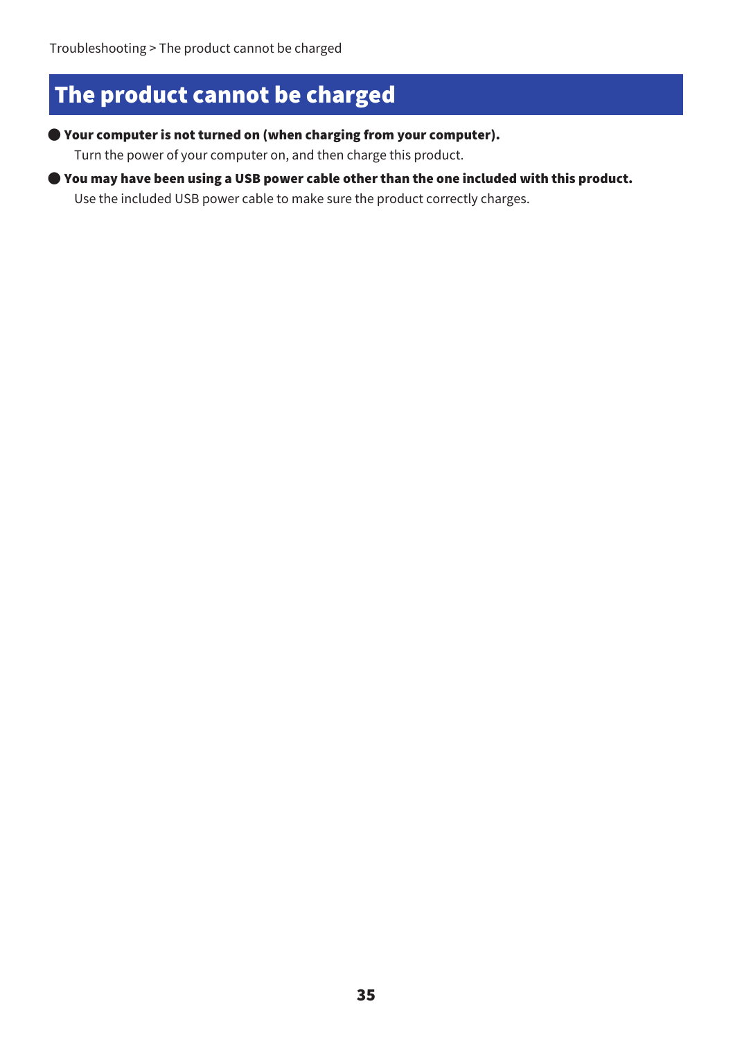# The product cannot be charged

- **Your computer is not turned on (when charging from your computer).**
  Turn the power of your computer on, and then charge this product.
- **You may have been using a USB power cable other than the one included with this product.**
  Use the included USB power cable to make sure the product correctly charges.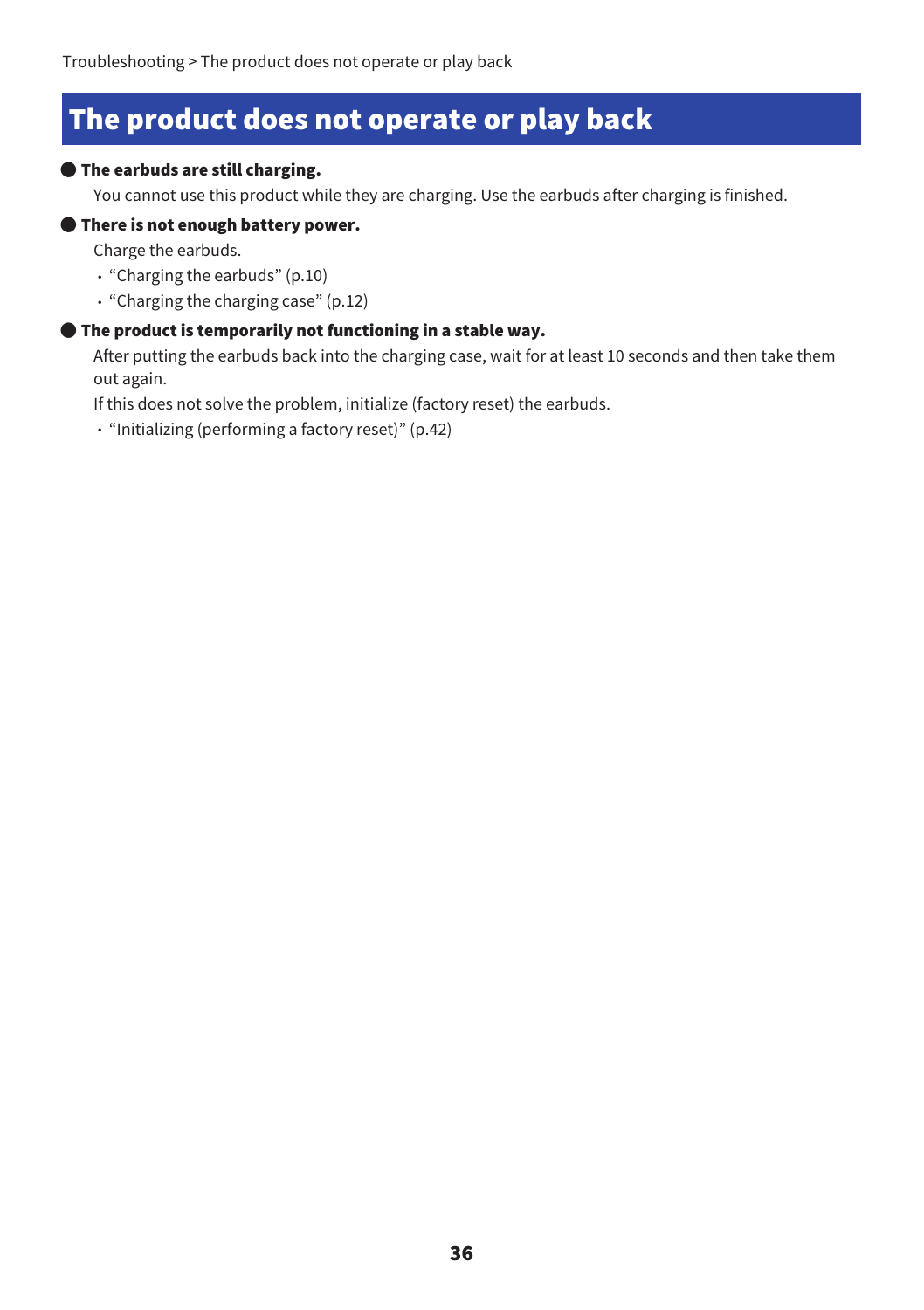# The product does not operate or play back

**The earbuds are still charging.**

You cannot use this product while they are charging. Use the earbuds after charging is finished.

**There is not enough battery power.**

Charge the earbuds.

- "Charging the earbuds" (p.10)
- "Charging the charging case" (p.12)

**The product is temporarily not functioning in a stable way.**

After putting the earbuds back into the charging case, wait for at least 10 seconds and then take them out again.

If this does not solve the problem, initialize (factory reset) the earbuds.

- "Initializing (performing a factory reset)" (p.42)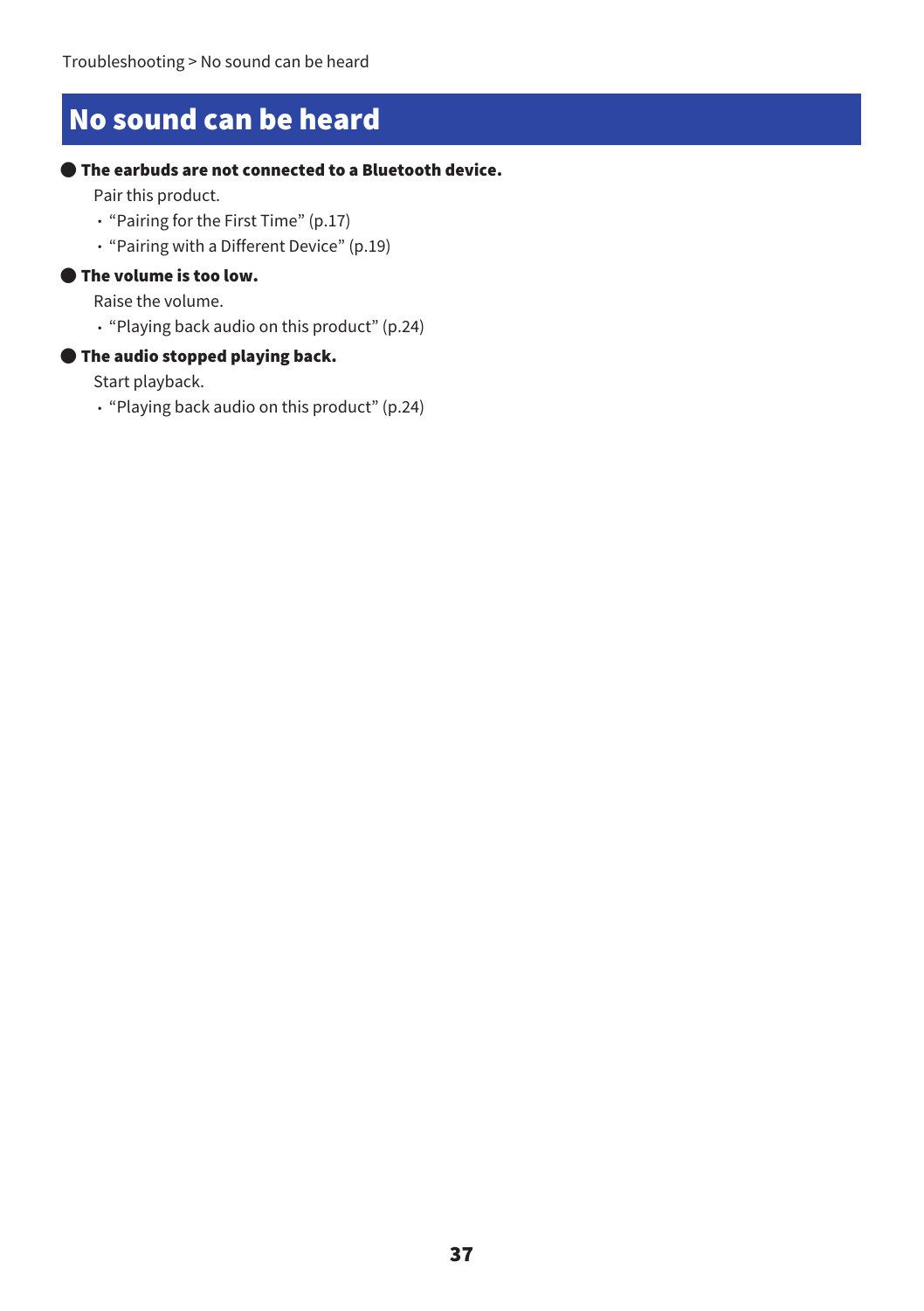# No sound can be heard

● **The earbuds are not connected to a Bluetooth device.**

Pair this product.

- "Pairing for the First Time" (p.17)
- "Pairing with a Different Device" (p.19)

● **The volume is too low.**

Raise the volume.

- "Playing back audio on this product" (p.24)

● **The audio stopped playing back.**

Start playback.

- "Playing back audio on this product" (p.24)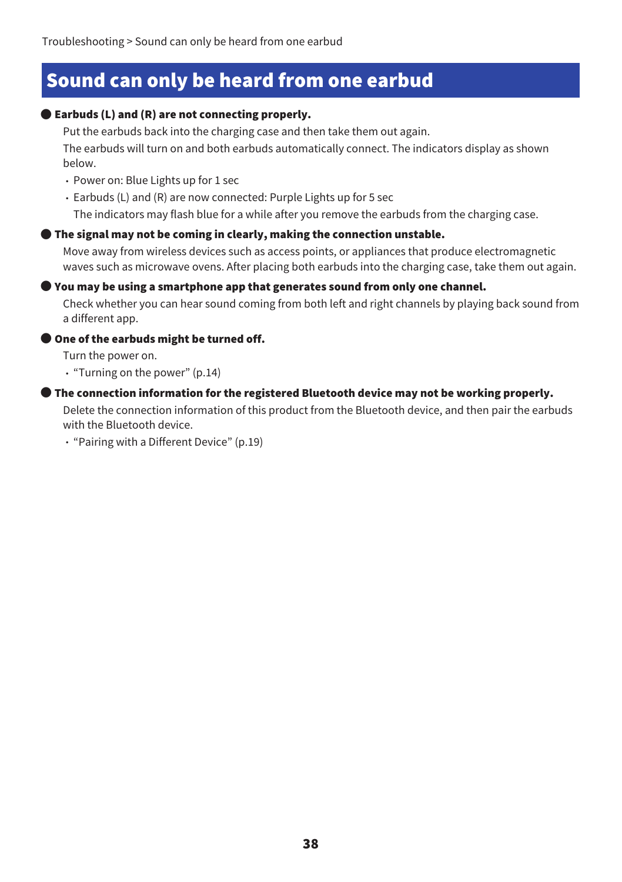# Sound can only be heard from one earbud

● **Earbuds (L) and (R) are not connecting properly.**

Put the earbuds back into the charging case and then take them out again.

The earbuds will turn on and both earbuds automatically connect. The indicators display as shown below.

- Power on: Blue Lights up for 1 sec
- Earbuds (L) and (R) are now connected: Purple Lights up for 5 sec

  The indicators may flash blue for a while after you remove the earbuds from the charging case.

● **The signal may not be coming in clearly, making the connection unstable.**

Move away from wireless devices such as access points, or appliances that produce electromagnetic waves such as microwave ovens. After placing both earbuds into the charging case, take them out again.

● **You may be using a smartphone app that generates sound from only one channel.**

Check whether you can hear sound coming from both left and right channels by playing back sound from a different app.

● **One of the earbuds might be turned off.**

Turn the power on.

- “Turning on the power” (p.14)

● **The connection information for the registered Bluetooth device may not be working properly.**

Delete the connection information of this product from the Bluetooth device, and then pair the earbuds with the Bluetooth device.

- “Pairing with a Different Device” (p.19)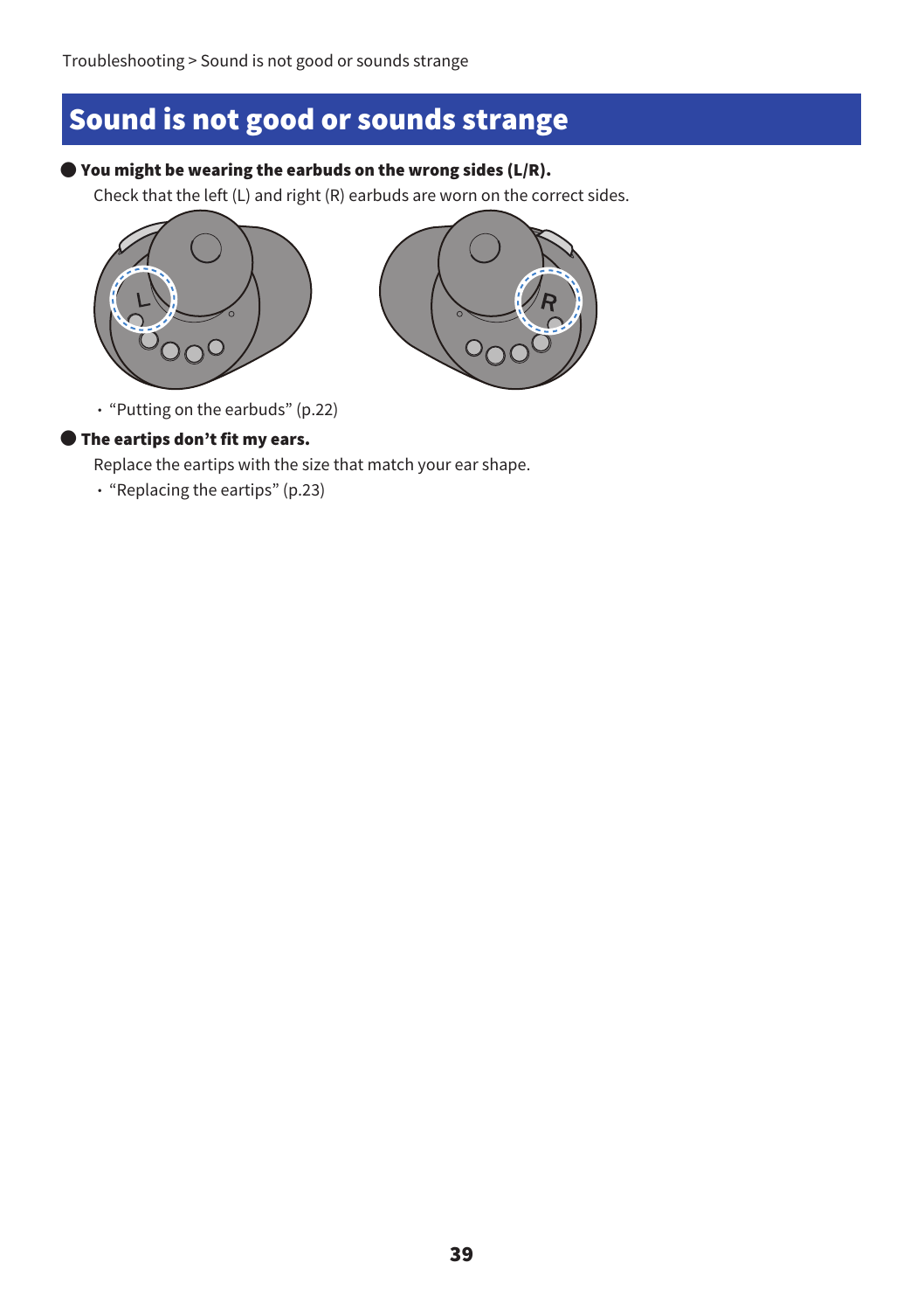# Sound is not good or sounds strange

● **You might be wearing the earbuds on the wrong sides (L/R).**

Check that the left (L) and right (R) earbuds are worn on the correct sides.

- "Putting on the earbuds" (p.22)

● **The eartips don't fit my ears.**

Replace the eartips with the size that match your ear shape.

- "Replacing the eartips" (p.23)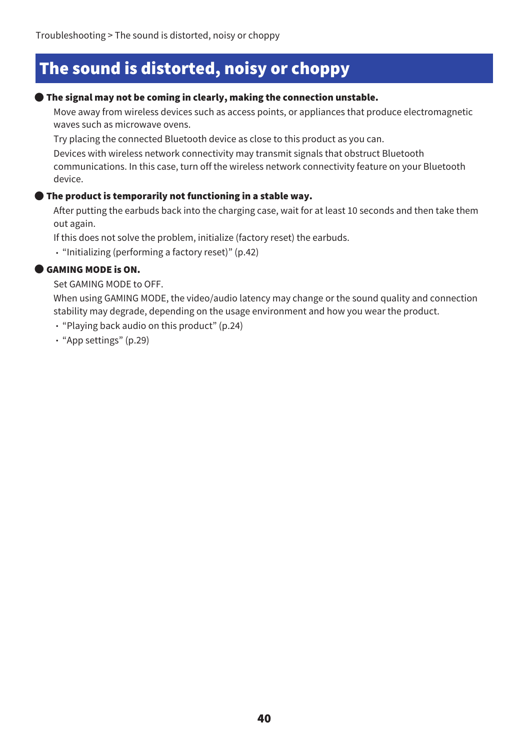Troubleshooting > The sound is distorted, noisy or choppy

# The sound is distorted, noisy or choppy

● **The signal may not be coming in clearly, making the connection unstable.**

Move away from wireless devices such as access points, or appliances that produce electromagnetic waves such as microwave ovens.

Try placing the connected Bluetooth device as close to this product as you can.

Devices with wireless network connectivity may transmit signals that obstruct Bluetooth communications. In this case, turn off the wireless network connectivity feature on your Bluetooth device.

● **The product is temporarily not functioning in a stable way.**

After putting the earbuds back into the charging case, wait for at least 10 seconds and then take them out again.

If this does not solve the problem, initialize (factory reset) the earbuds.

- “Initializing (performing a factory reset)” (p.42)

● **GAMING MODE is ON.**

Set GAMING MODE to OFF.

When using GAMING MODE, the video/audio latency may change or the sound quality and connection stability may degrade, depending on the usage environment and how you wear the product.

- “Playing back audio on this product” (p.24)
- “App settings” (p.29)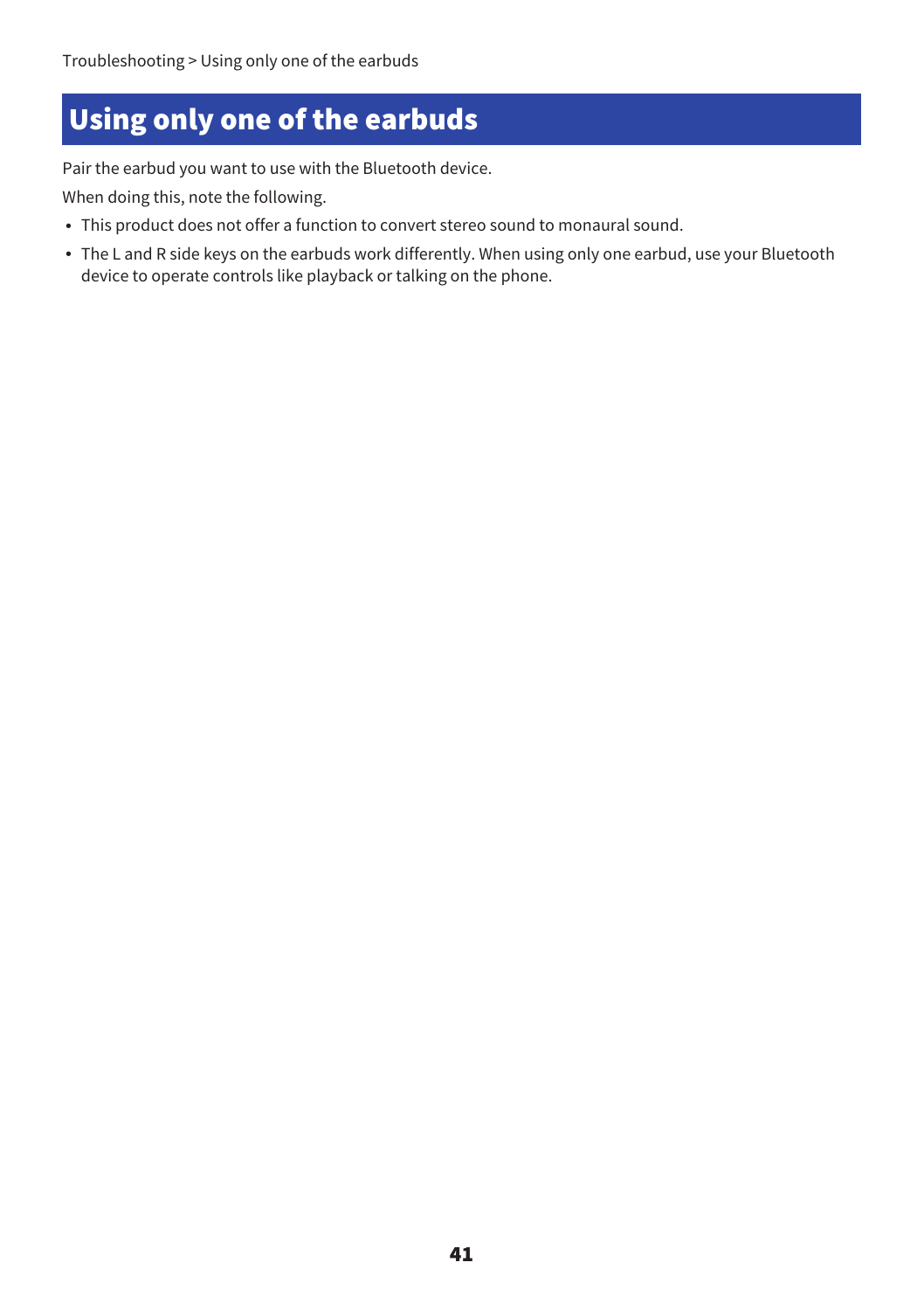# Using only one of the earbuds

Pair the earbud you want to use with the Bluetooth device.

When doing this, note the following.

- This product does not offer a function to convert stereo sound to monaural sound.
- The L and R side keys on the earbuds work differently. When using only one earbud, use your Bluetooth device to operate controls like playback or talking on the phone.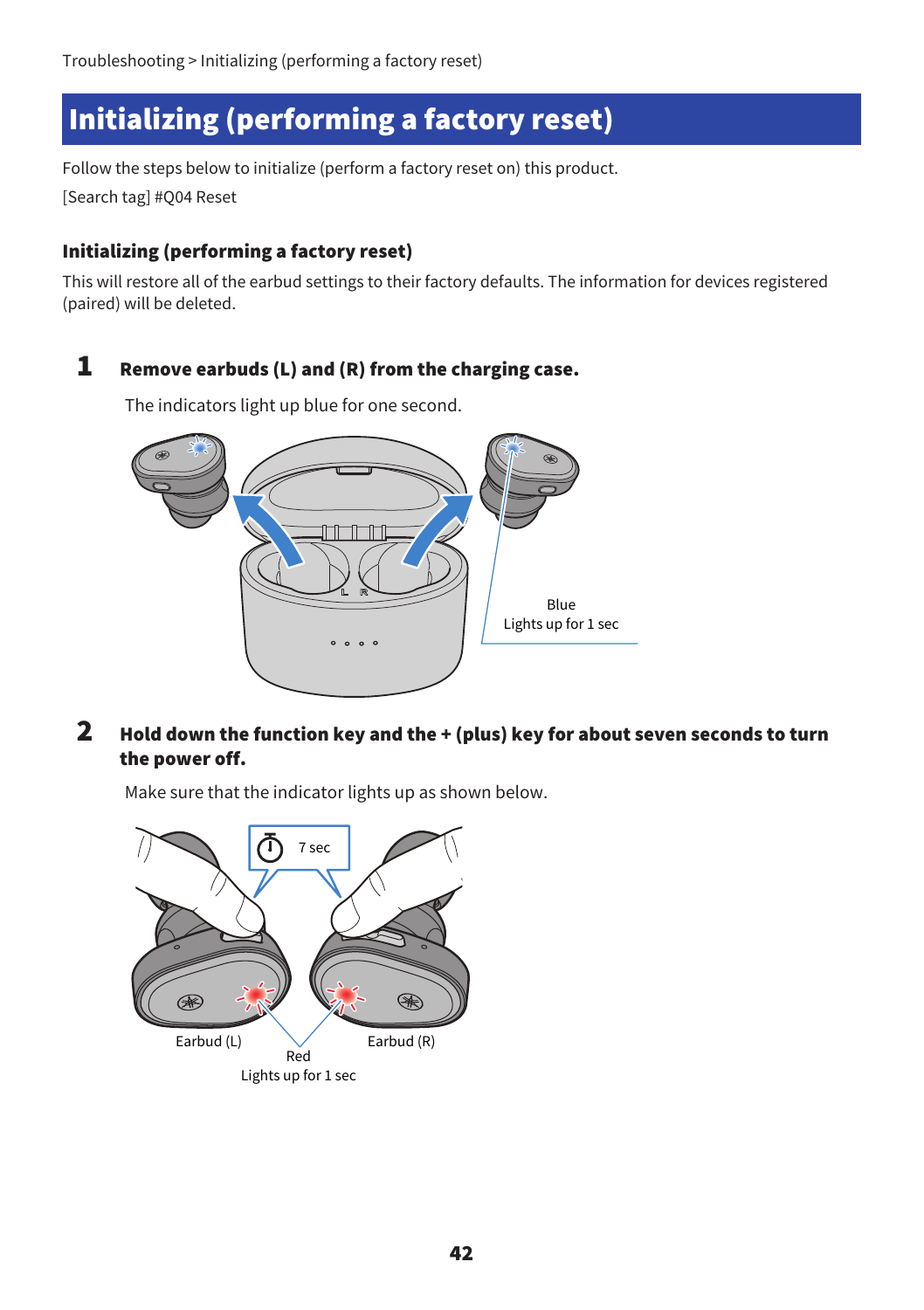# Initializing (performing a factory reset)

Follow the steps below to initialize (perform a factory reset on) this product.

[Search tag] #Q04 Reset

## Initializing (performing a factory reset)

This will restore all of the earbud settings to their factory defaults. The information for devices registered (paired) will be deleted.

**1 Remove earbuds (L) and (R) from the charging case.**

The indicators light up blue for one second.

Blue
Lights up for 1 sec

**2 Hold down the function key and the + (plus) key for about seven seconds to turn the power off.**

Make sure that the indicator lights up as shown below.

7 sec

Earbud (L)

Earbud (R)

Red
Lights up for 1 sec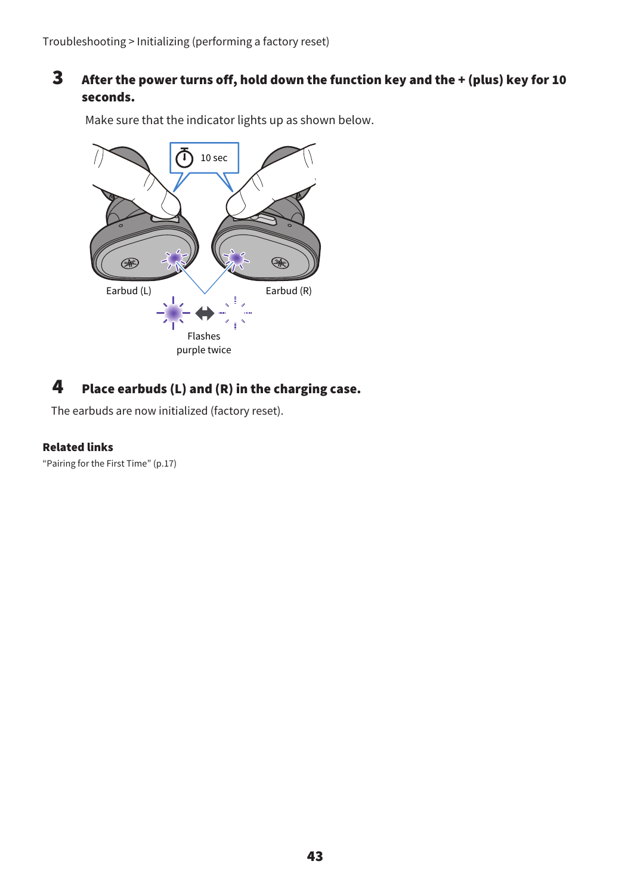3 **After the power turns off, hold down the function key and the + (plus) key for 10 seconds.**

Make sure that the indicator lights up as shown below.

10 sec

Earbud (L)

Earbud (R)

Flashes purple twice

4 **Place earbuds (L) and (R) in the charging case.**

The earbuds are now initialized (factory reset).

**Related links**

“Pairing for the First Time” (p.17)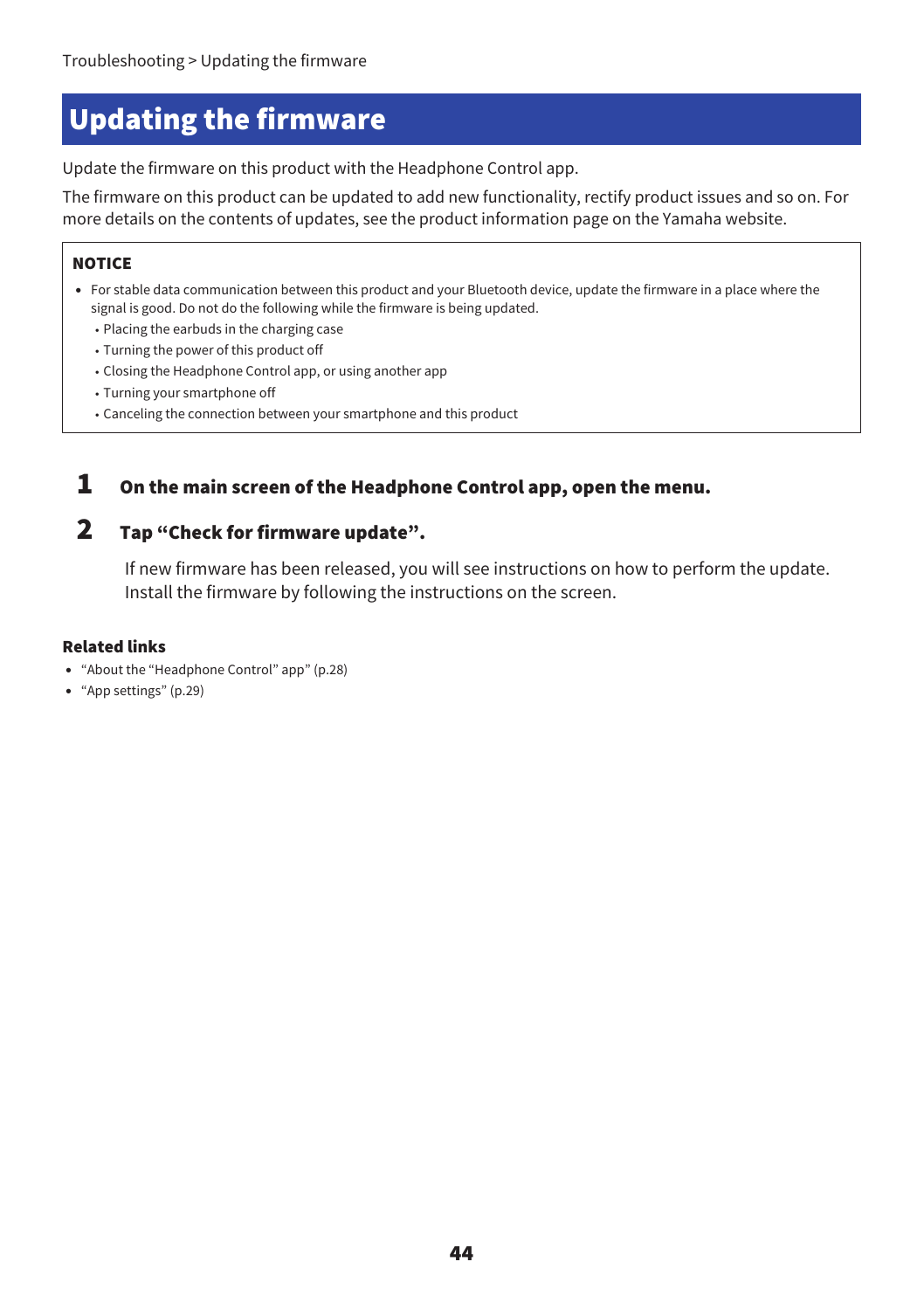Troubleshooting > Updating the firmware

# Updating the firmware

Update the firmware on this product with the Headphone Control app.

The firmware on this product can be updated to add new functionality, rectify product issues and so on. For more details on the contents of updates, see the product information page on the Yamaha website.

**NOTICE**

- For stable data communication between this product and your Bluetooth device, update the firmware in a place where the signal is good. Do not do the following while the firmware is being updated.
  - Placing the earbuds in the charging case
  - Turning the power of this product off
  - Closing the Headphone Control app, or using another app
  - Turning your smartphone off
  - Canceling the connection between your smartphone and this product

## 1 On the main screen of the Headphone Control app, open the menu.

## 2 Tap “Check for firmware update”.

If new firmware has been released, you will see instructions on how to perform the update. Install the firmware by following the instructions on the screen.

**Related links**

- “About the “Headphone Control” app” (p.28)
- “App settings” (p.29)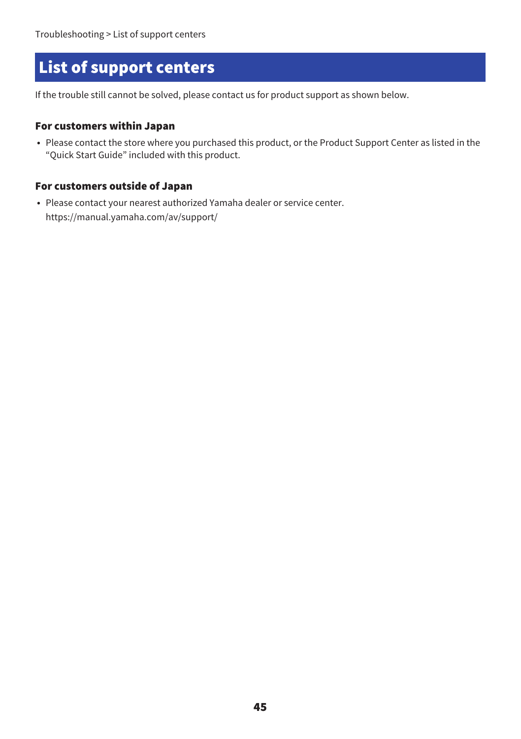# List of support centers

If the trouble still cannot be solved, please contact us for product support as shown below.

### For customers within Japan

- Please contact the store where you purchased this product, or the Product Support Center as listed in the "Quick Start Guide" included with this product.

### For customers outside of Japan

- Please contact your nearest authorized Yamaha dealer or service center.
  https://manual.yamaha.com/av/support/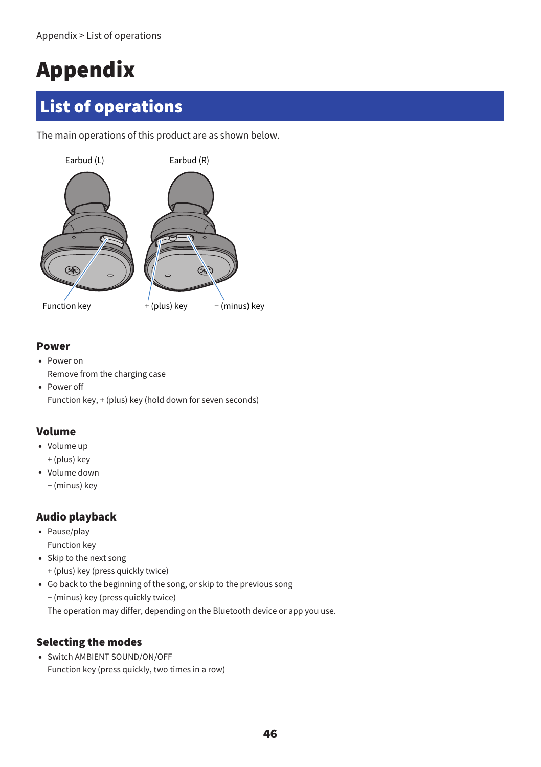Appendix > List of operations

# Appendix

## List of operations

The main operations of this product are as shown below.

Earbud (L)

Earbud (R)

Function key

+ (plus) key

− (minus) key

### Power

- Power on

  Remove from the charging case
- Power off

  Function key, + (plus) key (hold down for seven seconds)

### Volume

- Volume up

  + (plus) key
- Volume down

  − (minus) key

### Audio playback

- Pause/play

  Function key
- Skip to the next song

  + (plus) key (press quickly twice)
- Go back to the beginning of the song, or skip to the previous song

  − (minus) key (press quickly twice)

  The operation may differ, depending on the Bluetooth device or app you use.

### Selecting the modes

- Switch AMBIENT SOUND/ON/OFF

  Function key (press quickly, two times in a row)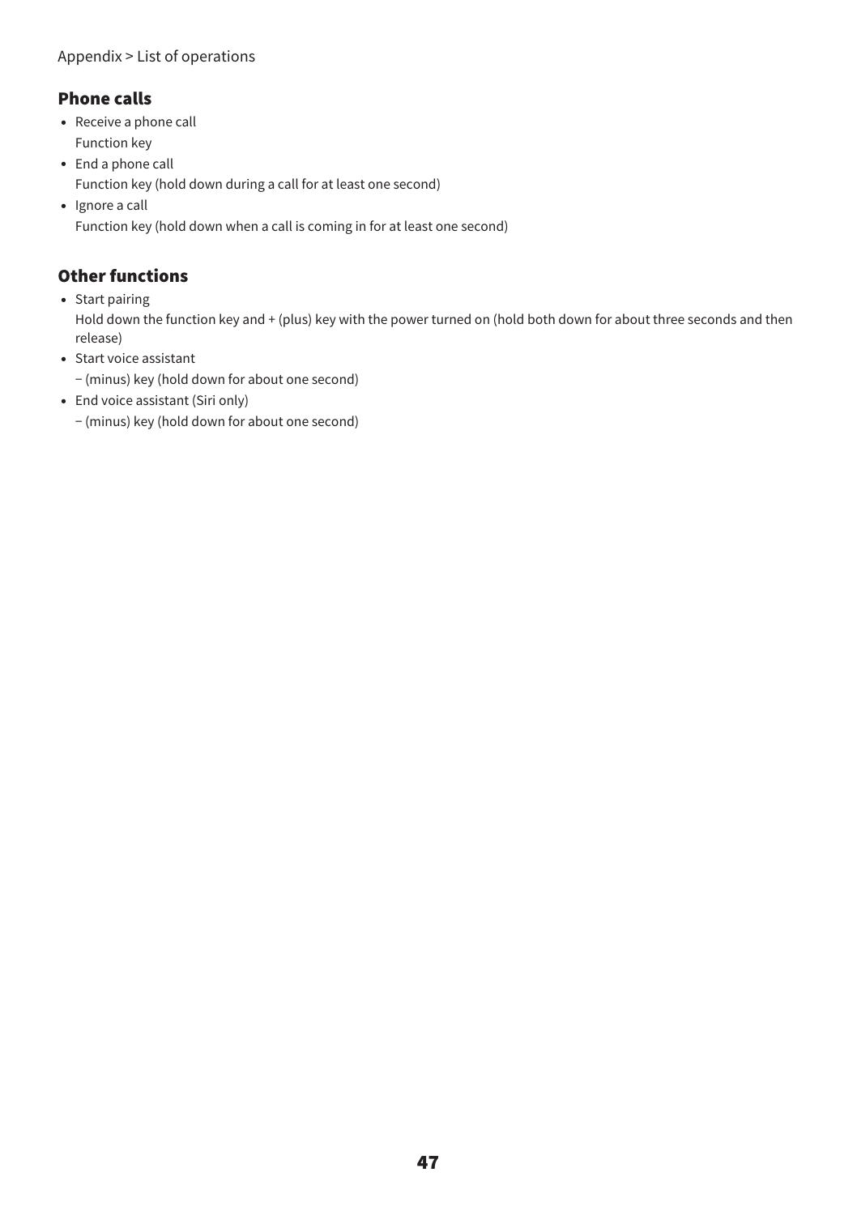## Phone calls

- Receive a phone call
  Function key
- End a phone call
  Function key (hold down during a call for at least one second)
- Ignore a call
  Function key (hold down when a call is coming in for at least one second)

## Other functions

- Start pairing
  Hold down the function key and + (plus) key with the power turned on (hold both down for about three seconds and then release)
- Start voice assistant
  − (minus) key (hold down for about one second)
- End voice assistant (Siri only)
  − (minus) key (hold down for about one second)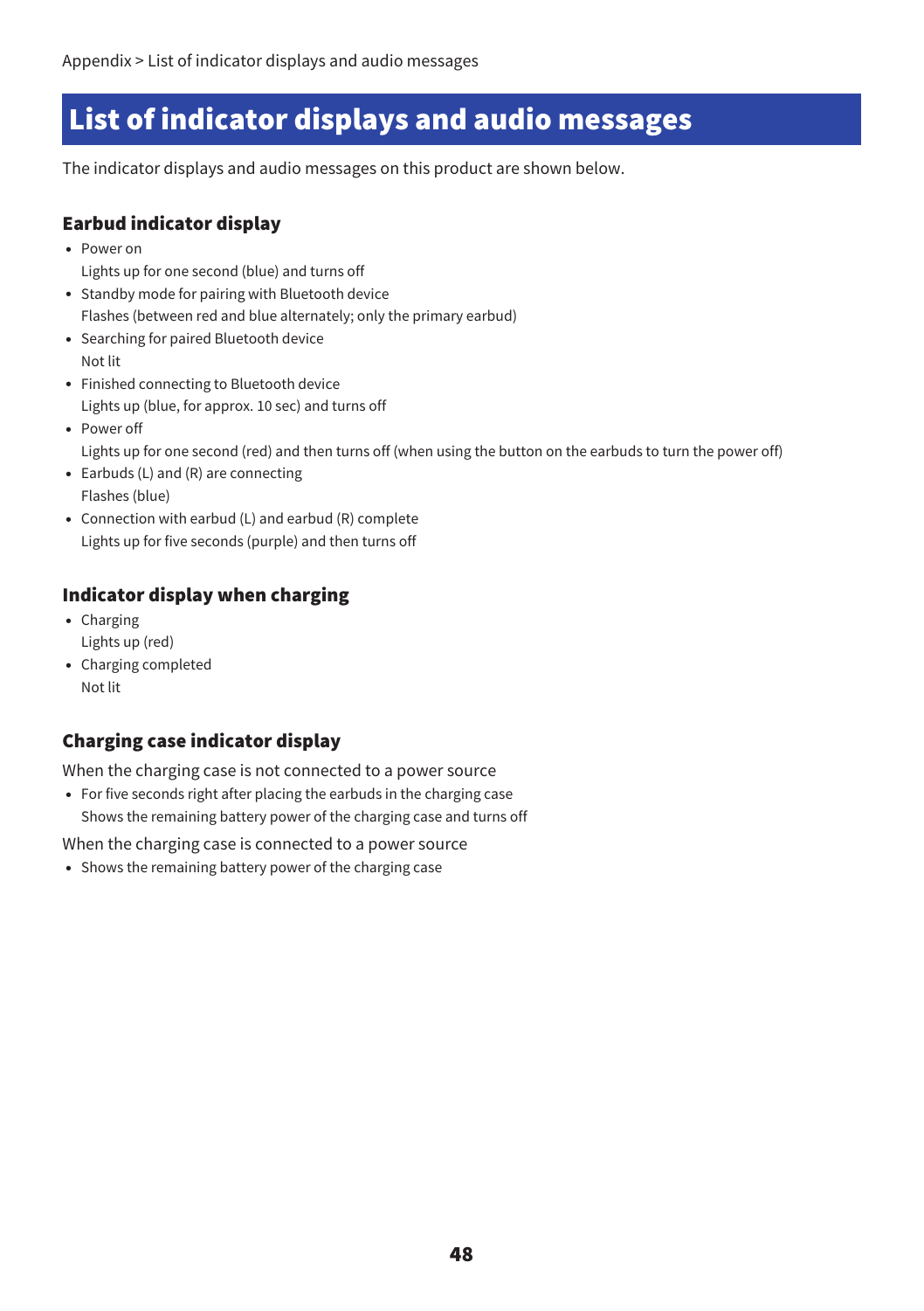# List of indicator displays and audio messages

The indicator displays and audio messages on this product are shown below.

## Earbud indicator display

- Power on
  Lights up for one second (blue) and turns off
- Standby mode for pairing with Bluetooth device
  Flashes (between red and blue alternately; only the primary earbud)
- Searching for paired Bluetooth device
  Not lit
- Finished connecting to Bluetooth device
  Lights up (blue, for approx. 10 sec) and turns off
- Power off
  Lights up for one second (red) and then turns off (when using the button on the earbuds to turn the power off)
- Earbuds (L) and (R) are connecting
  Flashes (blue)
- Connection with earbud (L) and earbud (R) complete
  Lights up for five seconds (purple) and then turns off

## Indicator display when charging

- Charging
  Lights up (red)
- Charging completed
  Not lit

## Charging case indicator display

When the charging case is not connected to a power source

- For five seconds right after placing the earbuds in the charging case
  Shows the remaining battery power of the charging case and turns off

When the charging case is connected to a power source

- Shows the remaining battery power of the charging case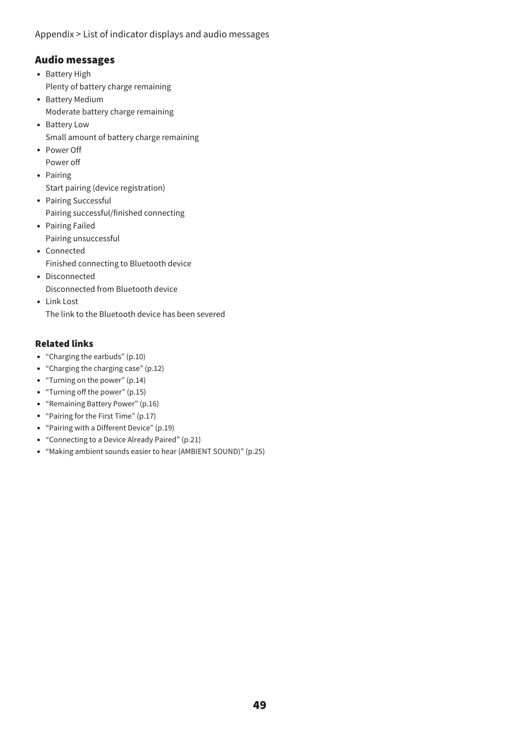Appendix > List of indicator displays and audio messages

## Audio messages

- Battery High
  Plenty of battery charge remaining
- Battery Medium
  Moderate battery charge remaining
- Battery Low
  Small amount of battery charge remaining
- Power Off
  Power off
- Pairing
  Start pairing (device registration)
- Pairing Successful
  Pairing successful/finished connecting
- Pairing Failed
  Pairing unsuccessful
- Connected
  Finished connecting to Bluetooth device
- Disconnected
  Disconnected from Bluetooth device
- Link Lost
  The link to the Bluetooth device has been severed

### Related links

- "Charging the earbuds" (p.10)
- "Charging the charging case" (p.12)
- "Turning on the power" (p.14)
- "Turning off the power" (p.15)
- "Remaining Battery Power" (p.16)
- "Pairing for the First Time" (p.17)
- "Pairing with a Different Device" (p.19)
- "Connecting to a Device Already Paired" (p.21)
- "Making ambient sounds easier to hear (AMBIENT SOUND)" (p.25)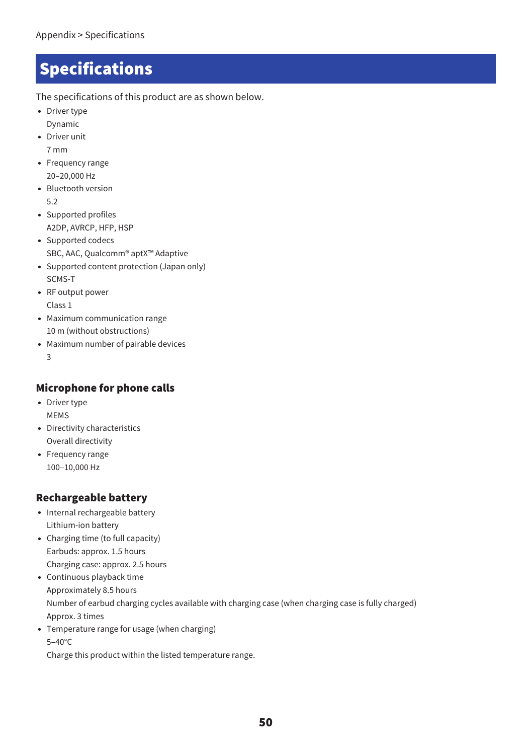Appendix > Specifications

# Specifications

The specifications of this product are as shown below.

- Driver type
  Dynamic
- Driver unit
  7 mm
- Frequency range
  20–20,000 Hz
- Bluetooth version
  5.2
- Supported profiles
  A2DP, AVRCP, HFP, HSP
- Supported codecs
  SBC, AAC, Qualcomm® aptX™ Adaptive
- Supported content protection (Japan only)
  SCMS-T
- RF output power
  Class 1
- Maximum communication range
  10 m (without obstructions)
- Maximum number of pairable devices
  3

## Microphone for phone calls

- Driver type
  MEMS
- Directivity characteristics
  Overall directivity
- Frequency range
  100–10,000 Hz

## Rechargeable battery

- Internal rechargeable battery
  Lithium-ion battery
- Charging time (to full capacity)
  Earbuds: approx. 1.5 hours
  Charging case: approx. 2.5 hours
- Continuous playback time
  Approximately 8.5 hours
  Number of earbud charging cycles available with charging case (when charging case is fully charged)
  Approx. 3 times
- Temperature range for usage (when charging)
  5–40°C
  Charge this product within the listed temperature range.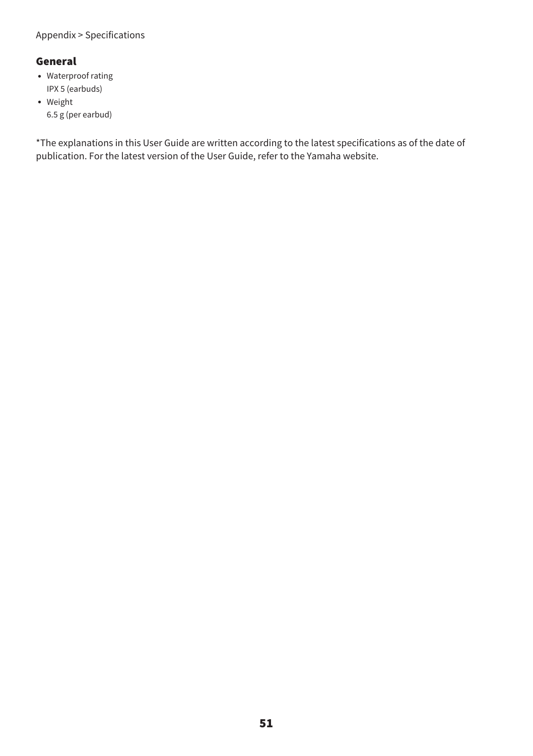## General

- Waterproof rating
  IPX 5 (earbuds)
- Weight
  6.5 g (per earbud)

*The explanations in this User Guide are written according to the latest specifications as of the date of publication. For the latest version of the User Guide, refer to the Yamaha website.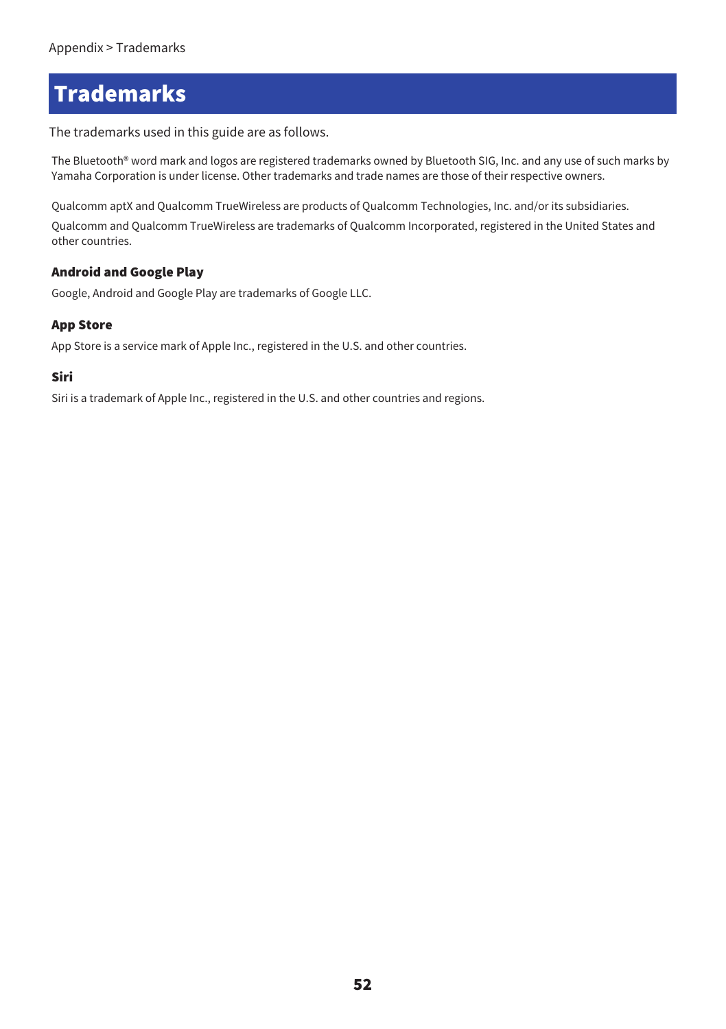# Trademarks

The trademarks used in this guide are as follows.

The Bluetooth® word mark and logos are registered trademarks owned by Bluetooth SIG, Inc. and any use of such marks by Yamaha Corporation is under license. Other trademarks and trade names are those of their respective owners.

Qualcomm aptX and Qualcomm TrueWireless are products of Qualcomm Technologies, Inc. and/or its subsidiaries.

Qualcomm and Qualcomm TrueWireless are trademarks of Qualcomm Incorporated, registered in the United States and other countries.

### Android and Google Play

Google, Android and Google Play are trademarks of Google LLC.

### App Store

App Store is a service mark of Apple Inc., registered in the U.S. and other countries.

### Siri

Siri is a trademark of Apple Inc., registered in the U.S. and other countries and regions.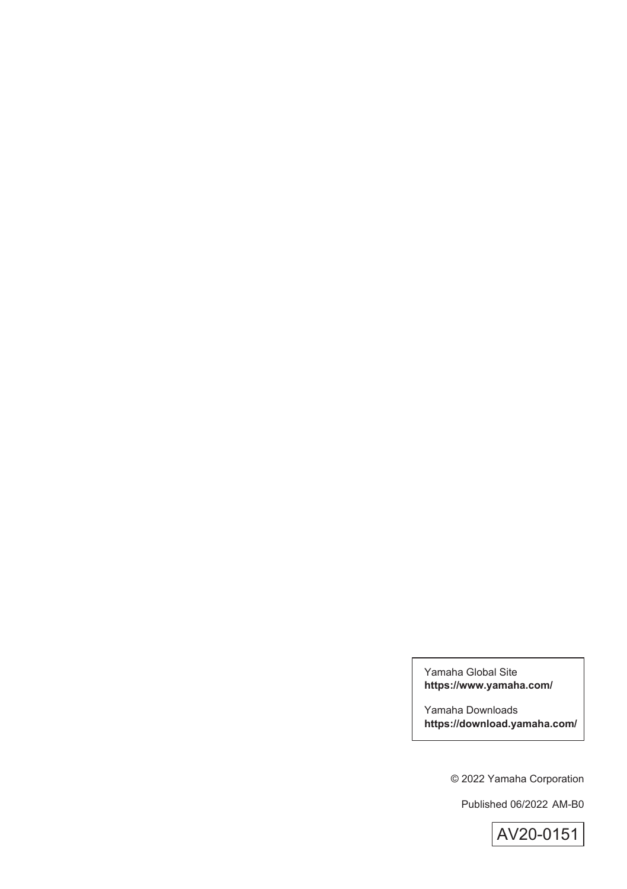Yamaha Global Site
**https://www.yamaha.com/**

Yamaha Downloads
**https://download.yamaha.com/**

© 2022 Yamaha Corporation

Published 06/2022 AM-B0

AV20-0151